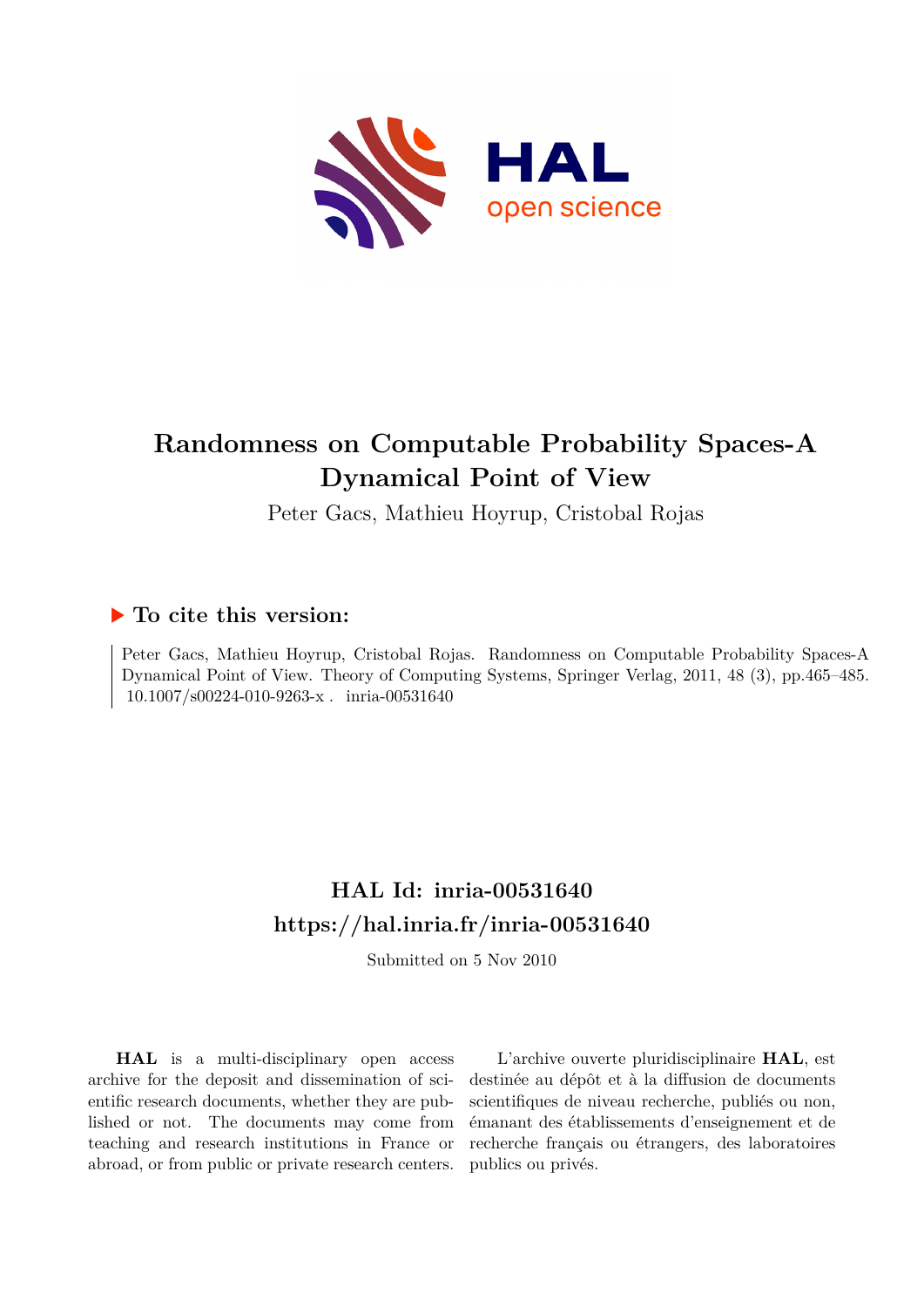# Randomness on Computable Probability Spaces-A Dynamical Point of View

Peter Gacs, Mathieu Hoyrup, Cristobal Rojas

## ▶ To cite this version:

Peter Gacs, Mathieu Hoyrup, Cristobal Rojas. Randomness on Computable Probability Spaces-A Dynamical Point of View. Theory of Computing Systems, Springer Verlag, 2011, 48 (3), pp.465–485. 10.1007/s00224-010-9263-x . inria-00531640

## HAL Id: inria-00531640

## https://hal.inria.fr/inria-00531640

Submitted on 5 Nov 2010

**HAL** is a multi-disciplinary open access archive for the deposit and dissemination of scientific research documents, whether they are published or not. The documents may come from teaching and research institutions in France or abroad, or from public or private research centers.

L'archive ouverte pluridisciplinaire **HAL**, est destinée au dépôt et à la diffusion de documents scientifiques de niveau recherche, publiés ou non, émanant des établissements d'enseignement et de recherche français ou étrangers, des laboratoires publics ou privés.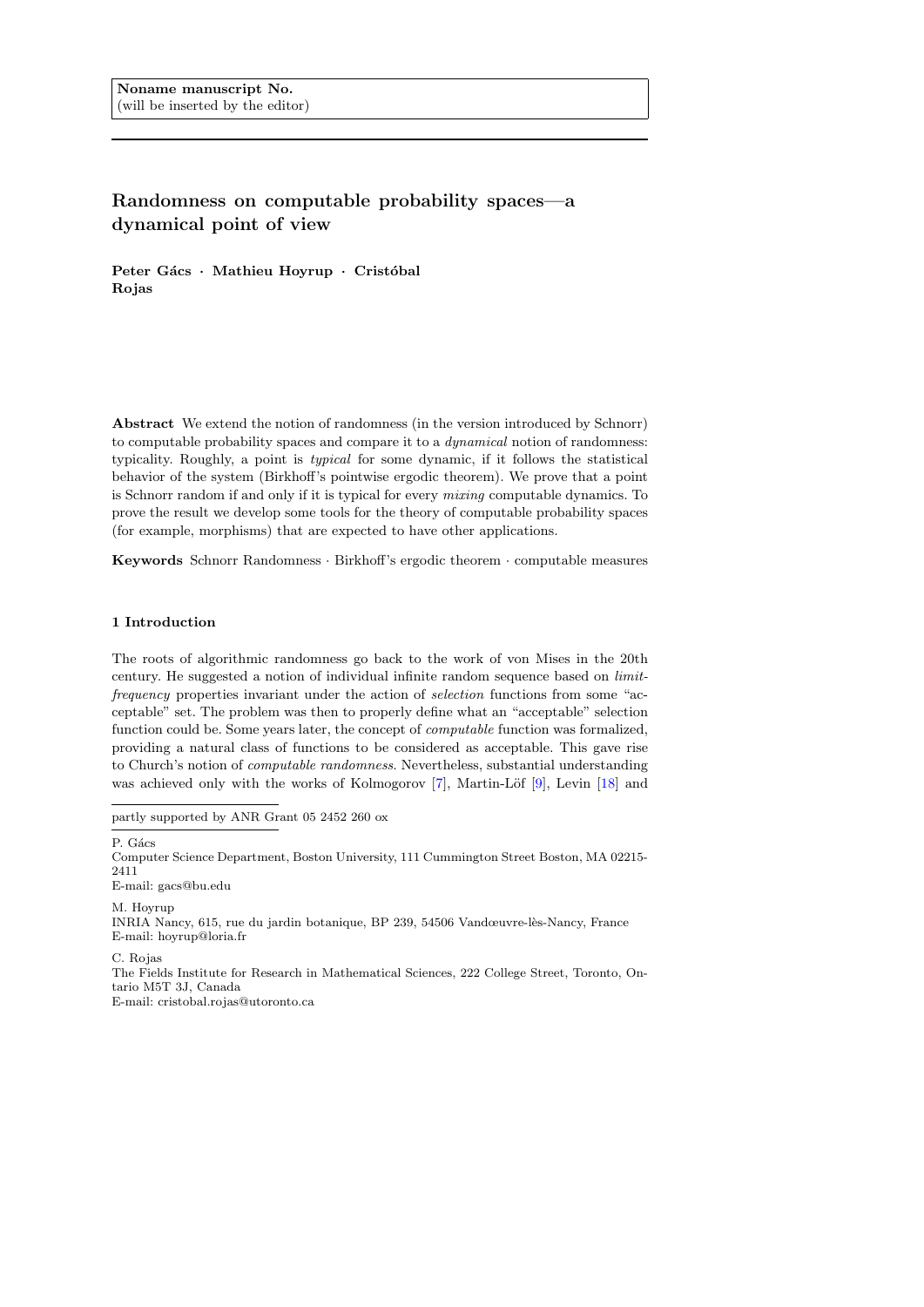Noname manuscript No.
(will be inserted by the editor)

# Randomness on computable probability spaces—a dynamical point of view

**Peter Gács · Mathieu Hoyrup · Cristóbal Rojas**

**Abstract** We extend the notion of randomness (in the version introduced by Schnorr) to computable probability spaces and compare it to a *dynamical* notion of randomness: typicality. Roughly, a point is *typical* for some dynamic, if it follows the statistical behavior of the system (Birkhoff's pointwise ergodic theorem). We prove that a point is Schnorr random if and only if it is typical for every *mixing* computable dynamics. To prove the result we develop some tools for the theory of computable probability spaces (for example, morphisms) that are expected to have other applications.

**Keywords** Schnorr Randomness · Birkhoff's ergodic theorem · computable measures

## 1 Introduction

The roots of algorithmic randomness go back to the work of von Mises in the 20th century. He suggested a notion of individual infinite random sequence based on *limit-frequency* properties invariant under the action of *selection* functions from some "acceptable" set. The problem was then to properly define what an "acceptable" selection function could be. Some years later, the concept of *computable* function was formalized, providing a natural class of functions to be considered as acceptable. This gave rise to Church's notion of *computable randomness*. Nevertheless, substantial understanding was achieved only with the works of Kolmogorov [7], Martin-Löf [9], Levin [18] and

---

partly supported by ANR Grant 05 2452 260 ox

P. Gács
Computer Science Department, Boston University, 111 Cummington Street Boston, MA 02215-2411
E-mail: gacs@bu.edu

M. Hoyrup
INRIA Nancy, 615, rue du jardin botanique, BP 239, 54506 Vandœuvre-lès-Nancy, France
E-mail: hoyrup@loria.fr

C. Rojas
The Fields Institute for Research in Mathematical Sciences, 222 College Street, Toronto, Ontario M5T 3J, Canada
E-mail: cristobal.rojas@utoronto.ca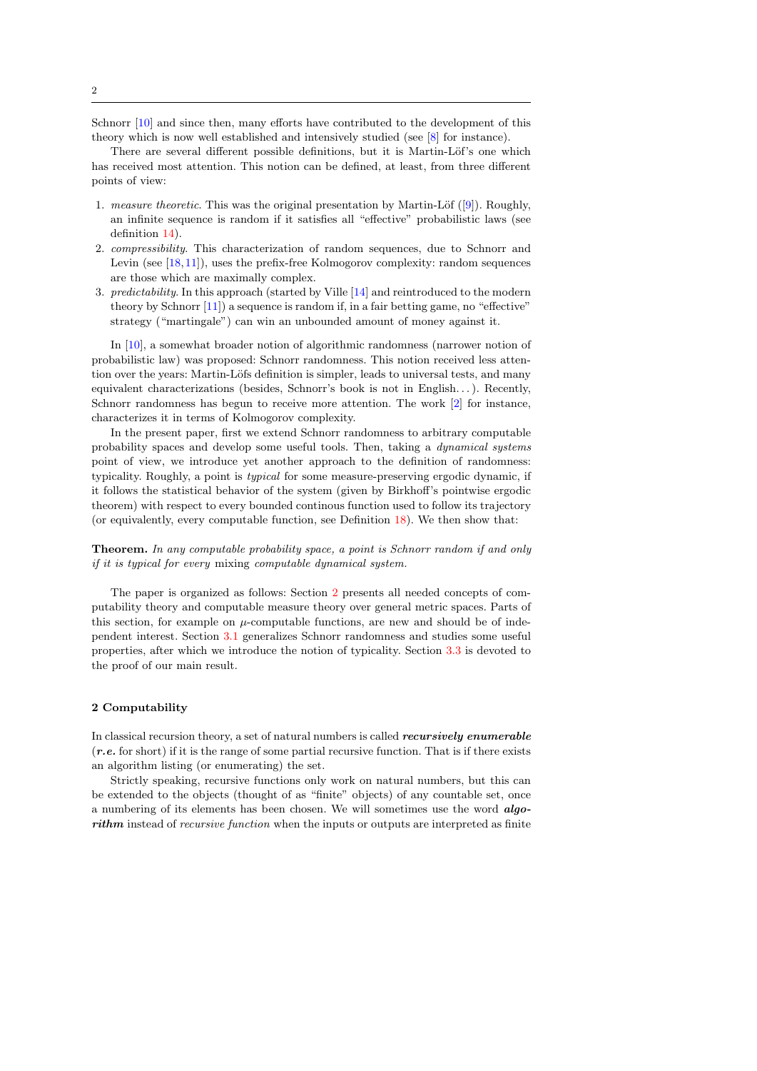Schnorr [10] and since then, many efforts have contributed to the development of this theory which is now well established and intensively studied (see [8] for instance).

There are several different possible definitions, but it is Martin-Löf's one which has received most attention. This notion can be defined, at least, from three different points of view:

1. *measure theoretic*. This was the original presentation by Martin-Löf ([9]). Roughly, an infinite sequence is random if it satisfies all "effective" probabilistic laws (see definition 14).
2. *compressibility*. This characterization of random sequences, due to Schnorr and Levin (see [18,11]), uses the prefix-free Kolmogorov complexity: random sequences are those which are maximally complex.
3. *predictability*. In this approach (started by Ville [14] and reintroduced to the modern theory by Schnorr [11]) a sequence is random if, in a fair betting game, no "effective" strategy ("martingale") can win an unbounded amount of money against it.

In [10], a somewhat broader notion of algorithmic randomness (narrower notion of probabilistic law) was proposed: Schnorr randomness. This notion received less attention over the years: Martin-Löfs definition is simpler, leads to universal tests, and many equivalent characterizations (besides, Schnorr's book is not in English...). Recently, Schnorr randomness has begun to receive more attention. The work [2] for instance, characterizes it in terms of Kolmogorov complexity.

In the present paper, first we extend Schnorr randomness to arbitrary computable probability spaces and develop some useful tools. Then, taking a *dynamical systems* point of view, we introduce yet another approach to the definition of randomness: typicality. Roughly, a point is *typical* for some measure-preserving ergodic dynamic, if it follows the statistical behavior of the system (given by Birkhoff's pointwise ergodic theorem) with respect to every bounded continous function used to follow its trajectory (or equivalently, every computable function, see Definition 18). We then show that:

**Theorem.** *In any computable probability space, a point is Schnorr random if and only if it is typical for every* mixing *computable dynamical system.*

The paper is organized as follows: Section 2 presents all needed concepts of computability theory and computable measure theory over general metric spaces. Parts of this section, for example on $\mu$-computable functions, are new and should be of independent interest. Section 3.1 generalizes Schnorr randomness and studies some useful properties, after which we introduce the notion of typicality. Section 3.3 is devoted to the proof of our main result.

## 2 Computability

In classical recursion theory, a set of natural numbers is called ***recursively enumerable*** (***r.e.*** for short) if it is the range of some partial recursive function. That is if there exists an algorithm listing (or enumerating) the set.

Strictly speaking, recursive functions only work on natural numbers, but this can be extended to the objects (thought of as "finite" objects) of any countable set, once a numbering of its elements has been chosen. We will sometimes use the word ***algorithm*** instead of *recursive function* when the inputs or outputs are interpreted as finite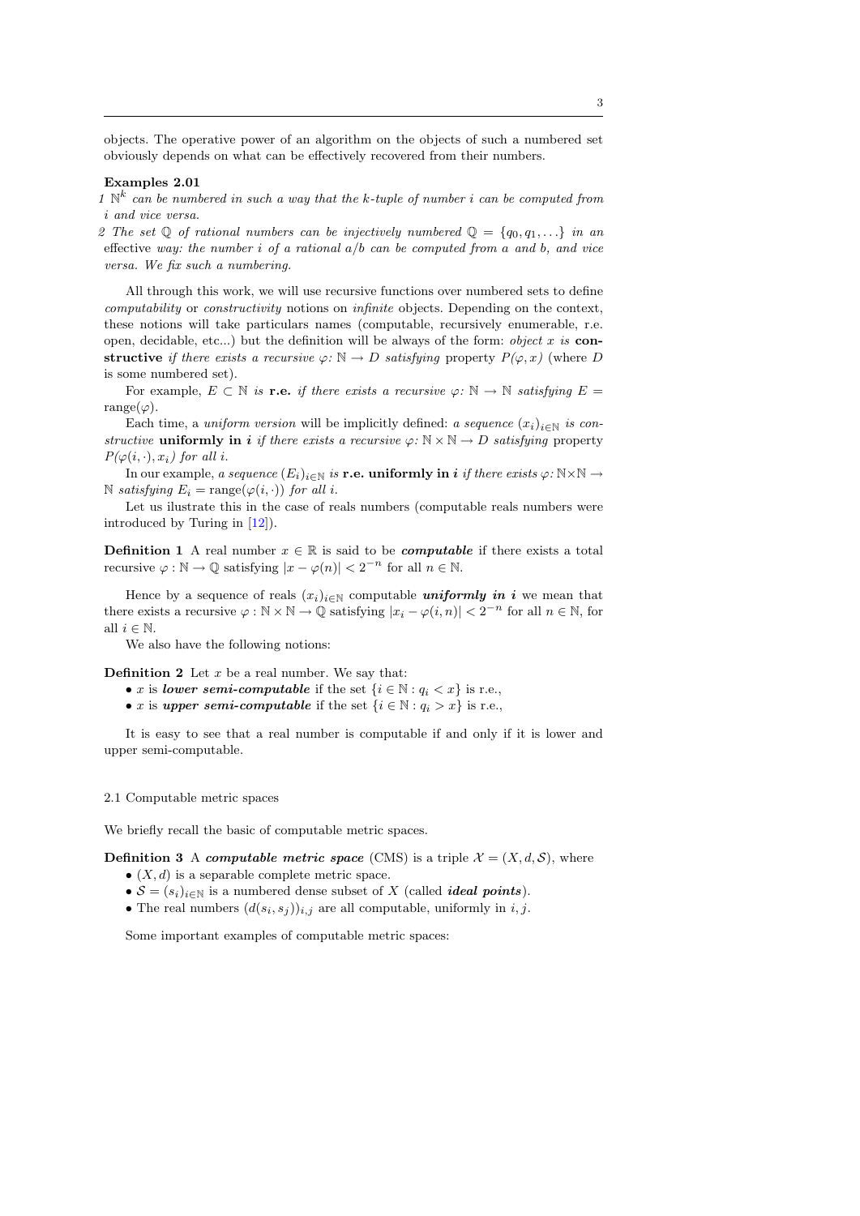objects. The operative power of an algorithm on the objects of such a numbered set obviously depends on what can be effectively recovered from their numbers.

**Examples 2.01**

1 *$\mathbb{N}^k$ can be numbered in such a way that the $k$-tuple of number $i$ can be computed from $i$ and vice versa.*

2 *The set $\mathbb{Q}$ of rational numbers can be injectively numbered $\mathbb{Q} = \{q_0, q_1, \ldots\}$ in an* effective *way: the number $i$ of a rational $a/b$ can be computed from $a$ and $b$, and vice versa. We fix such a numbering.*

All through this work, we will use recursive functions over numbered sets to define *computability* or *constructivity* notions on *infinite* objects. Depending on the context, these notions will take particulars names (computable, recursively enumerable, r.e. open, decidable, etc...) but the definition will be always of the form: *object $x$ is* **constructive** *if there exists a recursive $\varphi \colon \mathbb{N} \to D$ satisfying* property *$P(\varphi, x)$* (where $D$ is some numbered set).

For example, *$E \subset \mathbb{N}$ is* **r.e.** *if there exists a recursive $\varphi \colon \mathbb{N} \to \mathbb{N}$ satisfying $E = \mathrm{range}(\varphi)$*.

Each time, a *uniform version* will be implicitly defined: *a sequence $(x_i)_{i\in\mathbb{N}}$ is constructive* **uniformly in *i*** *if there exists a recursive $\varphi \colon \mathbb{N} \times \mathbb{N} \to D$ satisfying* property *$P(\varphi(i, \cdot), x_i)$ for all $i$.*

In our example, *a sequence $(E_i)_{i\in\mathbb{N}}$ is* **r.e. uniformly in *i*** *if there exists $\varphi \colon \mathbb{N}\times\mathbb{N} \to \mathbb{N}$ satisfying $E_i = \mathrm{range}(\varphi(i, \cdot))$ for all $i$.*

Let us ilustrate this in the case of reals numbers (computable reals numbers were introduced by Turing in [12]).

**Definition 1** A real number $x \in \mathbb{R}$ is said to be ***computable*** if there exists a total recursive $\varphi : \mathbb{N} \to \mathbb{Q}$ satisfying $|x - \varphi(n)| < 2^{-n}$ for all $n \in \mathbb{N}$.

Hence by a sequence of reals $(x_i)_{i\in\mathbb{N}}$ computable ***uniformly in i*** we mean that there exists a recursive $\varphi : \mathbb{N} \times \mathbb{N} \to \mathbb{Q}$ satisfying $|x_i - \varphi(i, n)| < 2^{-n}$ for all $n \in \mathbb{N}$, for all $i \in \mathbb{N}$.

We also have the following notions:

**Definition 2** Let $x$ be a real number. We say that:

- $x$ is ***lower semi-computable*** if the set $\{i \in \mathbb{N} : q_i < x\}$ is r.e.,
- $x$ is ***upper semi-computable*** if the set $\{i \in \mathbb{N} : q_i > x\}$ is r.e.,

It is easy to see that a real number is computable if and only if it is lower and upper semi-computable.

### 2.1 Computable metric spaces

We briefly recall the basic of computable metric spaces.

**Definition 3** A ***computable metric space*** (CMS) is a triple $\mathcal{X} = (X, d, \mathcal{S})$, where

- $(X, d)$ is a separable complete metric space.
- $\mathcal{S} = (s_i)_{i\in\mathbb{N}}$ is a numbered dense subset of $X$ (called ***ideal points***).
- The real numbers $(d(s_i, s_j))_{i,j}$ are all computable, uniformly in $i, j$.

Some important examples of computable metric spaces: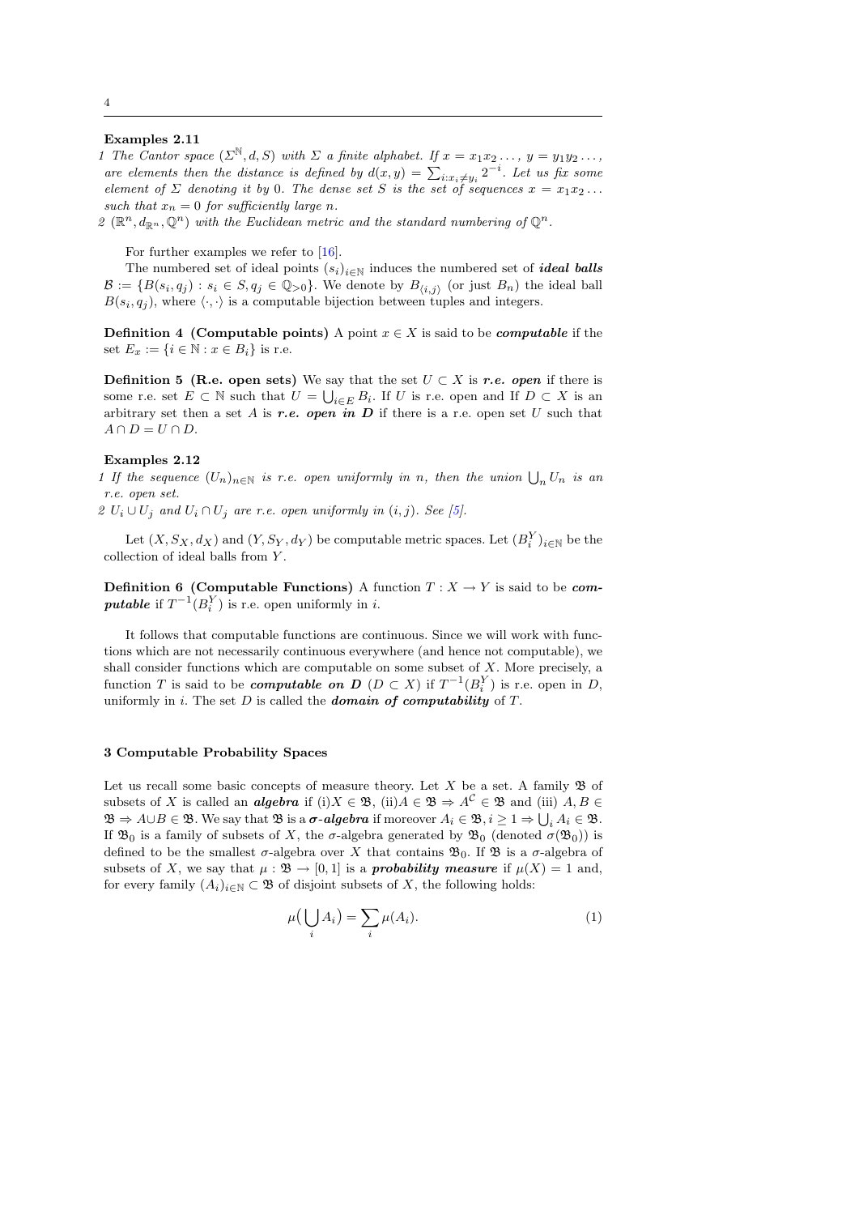**Examples 2.11**

1 *The Cantor space $(\Sigma^{\mathbb{N}}, d, S)$ with $\Sigma$ a finite alphabet. If $x = x_1x_2\ldots$, $y = y_1y_2\ldots$, are elements then the distance is defined by $d(x,y) = \sum_{i:x_i \neq y_i} 2^{-i}$. Let us fix some element of $\Sigma$ denoting it by 0. The dense set $S$ is the set of sequences $x = x_1x_2\ldots$ such that $x_n = 0$ for sufficiently large $n$.*

2 *$(\mathbb{R}^n, d_{\mathbb{R}^n}, \mathbb{Q}^n)$ with the Euclidean metric and the standard numbering of $\mathbb{Q}^n$.*

For further examples we refer to [16].

The numbered set of ideal points $(s_i)_{i\in\mathbb{N}}$ induces the numbered set of ***ideal balls*** $\mathcal{B} := \{B(s_i, q_j) : s_i \in S, q_j \in \mathbb{Q}_{>0}\}$. We denote by $B_{\langle i,j\rangle}$ (or just $B_n$) the ideal ball $B(s_i, q_j)$, where $\langle\cdot,\cdot\rangle$ is a computable bijection between tuples and integers.

**Definition 4 (Computable points)** A point $x \in X$ is said to be ***computable*** if the set $E_x := \{i \in \mathbb{N} : x \in B_i\}$ is r.e.

**Definition 5 (R.e. open sets)** We say that the set $U \subset X$ is ***r.e. open*** if there is some r.e. set $E \subset \mathbb{N}$ such that $U = \bigcup_{i\in E} B_i$. If $U$ is r.e. open and If $D \subset X$ is an arbitrary set then a set $A$ is ***r.e. open in D*** if there is a r.e. open set $U$ such that $A \cap D = U \cap D$.

**Examples 2.12**

1 *If the sequence $(U_n)_{n\in\mathbb{N}}$ is r.e. open uniformly in $n$, then the union $\bigcup_n U_n$ is an r.e. open set.*

2 *$U_i \cup U_j$ and $U_i \cap U_j$ are r.e. open uniformly in $(i,j)$. See [5].*

Let $(X, S_X, d_X)$ and $(Y, S_Y, d_Y)$ be computable metric spaces. Let $(B_i^Y)_{i\in\mathbb{N}}$ be the collection of ideal balls from $Y$.

**Definition 6 (Computable Functions)** A function $T : X \to Y$ is said to be ***computable*** if $T^{-1}(B_i^Y)$ is r.e. open uniformly in $i$.

It follows that computable functions are continuous. Since we will work with functions which are not necessarily continuous everywhere (and hence not computable), we shall consider functions which are computable on some subset of $X$. More precisely, a function $T$ is said to be ***computable on D*** ($D \subset X$) if $T^{-1}(B_i^Y)$ is r.e. open in $D$, uniformly in $i$. The set $D$ is called the ***domain of computability*** of $T$.

## 3 Computable Probability Spaces

Let us recall some basic concepts of measure theory. Let $X$ be a set. A family $\mathfrak{B}$ of subsets of $X$ is called an ***algebra*** if (i)$X \in \mathfrak{B}$, (ii)$A \in \mathfrak{B} \Rightarrow A^{\mathcal{C}} \in \mathfrak{B}$ and (iii) $A, B \in \mathfrak{B} \Rightarrow A \cup B \in \mathfrak{B}$. We say that $\mathfrak{B}$ is a ***σ-algebra*** if moreover $A_i \in \mathfrak{B}, i \geq 1 \Rightarrow \bigcup_i A_i \in \mathfrak{B}$. If $\mathfrak{B}_0$ is a family of subsets of $X$, the $\sigma$-algebra generated by $\mathfrak{B}_0$ (denoted $\sigma(\mathfrak{B}_0)$) is defined to be the smallest $\sigma$-algebra over $X$ that contains $\mathfrak{B}_0$. If $\mathfrak{B}$ is a $\sigma$-algebra of subsets of $X$, we say that $\mu : \mathfrak{B} \to [0,1]$ is a ***probability measure*** if $\mu(X) = 1$ and, for every family $(A_i)_{i\in\mathbb{N}} \subset \mathfrak{B}$ of disjoint subsets of $X$, the following holds:

$$\mu\big(\bigcup_i A_i\big) = \sum_i \mu(A_i). \tag{1}$$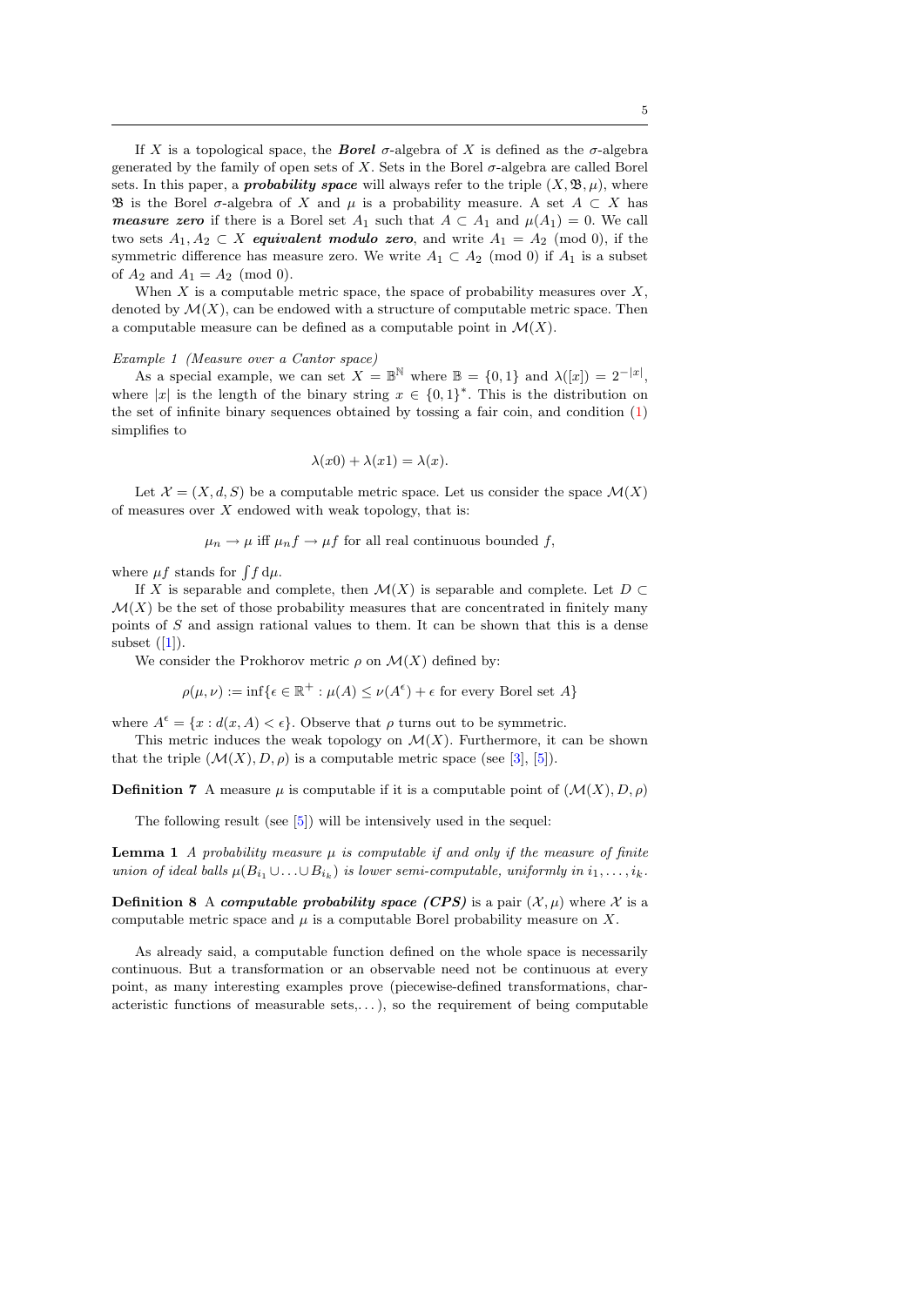If $X$ is a topological space, the ***Borel*** $\sigma$-algebra of $X$ is defined as the $\sigma$-algebra generated by the family of open sets of $X$. Sets in the Borel $\sigma$-algebra are called Borel sets. In this paper, a ***probability space*** will always refer to the triple $(X, \mathfrak{B}, \mu)$, where $\mathfrak{B}$ is the Borel $\sigma$-algebra of $X$ and $\mu$ is a probability measure. A set $A \subset X$ has ***measure zero*** if there is a Borel set $A_1$ such that $A \subset A_1$ and $\mu(A_1) = 0$. We call two sets $A_1, A_2 \subset X$ ***equivalent modulo zero***, and write $A_1 = A_2 \pmod 0$, if the symmetric difference has measure zero. We write $A_1 \subset A_2 \pmod 0$ if $A_1$ is a subset of $A_2$ and $A_1 = A_2 \pmod 0$.

When $X$ is a computable metric space, the space of probability measures over $X$, denoted by $\mathcal{M}(X)$, can be endowed with a structure of computable metric space. Then a computable measure can be defined as a computable point in $\mathcal{M}(X)$.

*Example 1 (Measure over a Cantor space)*

As a special example, we can set $X = \mathbb{B}^{\mathbb{N}}$ where $\mathbb{B} = \{0, 1\}$ and $\lambda([x]) = 2^{-|x|}$, where $|x|$ is the length of the binary string $x \in \{0,1\}^*$. This is the distribution on the set of infinite binary sequences obtained by tossing a fair coin, and condition (1) simplifies to

$$\lambda(x0) + \lambda(x1) = \lambda(x).$$

Let $\mathcal{X} = (X, d, S)$ be a computable metric space. Let us consider the space $\mathcal{M}(X)$ of measures over $X$ endowed with weak topology, that is:

$$\mu_n \to \mu \text{ iff } \mu_n f \to \mu f \text{ for all real continuous bounded } f,$$

where $\mu f$ stands for $\int f \, \mathrm{d}\mu$.

If $X$ is separable and complete, then $\mathcal{M}(X)$ is separable and complete. Let $D \subset \mathcal{M}(X)$ be the set of those probability measures that are concentrated in finitely many points of $S$ and assign rational values to them. It can be shown that this is a dense subset ([1]).

We consider the Prokhorov metric $\rho$ on $\mathcal{M}(X)$ defined by:

$$\rho(\mu, \nu) := \inf\{\epsilon \in \mathbb{R}^+ : \mu(A) \leq \nu(A^\epsilon) + \epsilon \text{ for every Borel set } A\}$$

where $A^\epsilon = \{x : d(x, A) < \epsilon\}$. Observe that $\rho$ turns out to be symmetric.

This metric induces the weak topology on $\mathcal{M}(X)$. Furthermore, it can be shown that the triple $(\mathcal{M}(X), D, \rho)$ is a computable metric space (see [3], [5]).

**Definition 7** A measure $\mu$ is computable if it is a computable point of $(\mathcal{M}(X), D, \rho)$

The following result (see [5]) will be intensively used in the sequel:

**Lemma 1** *A probability measure $\mu$ is computable if and only if the measure of finite union of ideal balls $\mu(B_{i_1} \cup \ldots \cup B_{i_k})$ is lower semi-computable, uniformly in $i_1, \ldots, i_k$.*

**Definition 8** A ***computable probability space (CPS)*** is a pair $(\mathcal{X}, \mu)$ where $\mathcal{X}$ is a computable metric space and $\mu$ is a computable Borel probability measure on $X$.

As already said, a computable function defined on the whole space is necessarily continuous. But a transformation or an observable need not be continuous at every point, as many interesting examples prove (piecewise-defined transformations, characteristic functions of measurable sets,...), so the requirement of being computable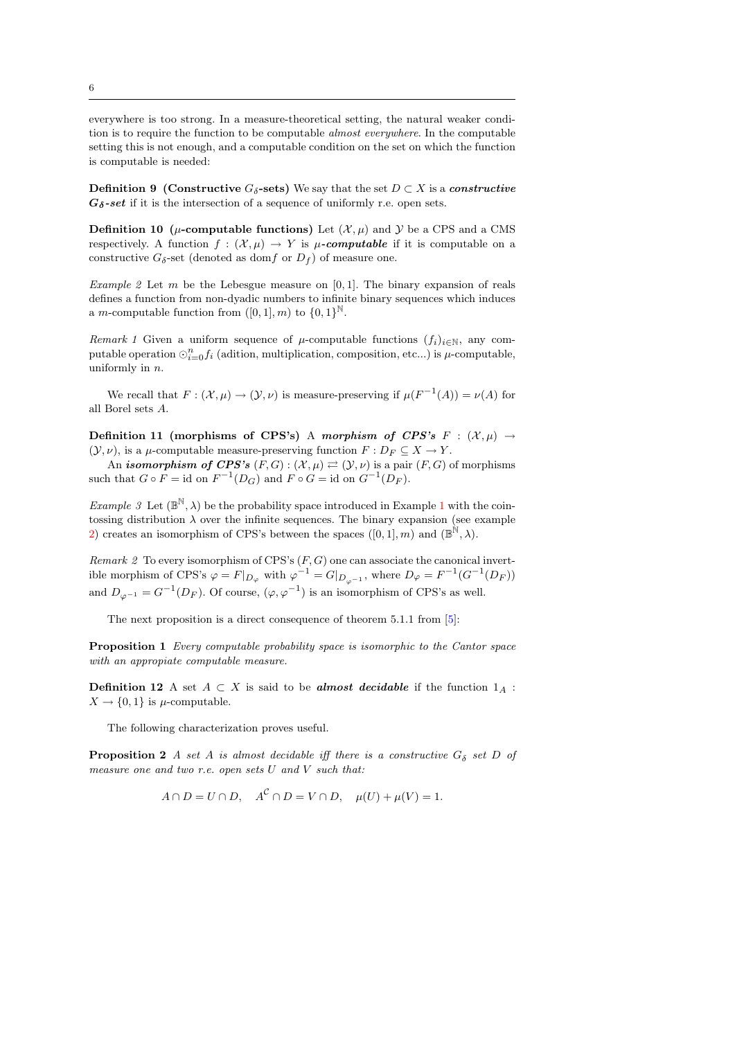everywhere is too strong. In a measure-theoretical setting, the natural weaker condition is to require the function to be computable *almost everywhere*. In the computable setting this is not enough, and a computable condition on the set on which the function is computable is needed:

**Definition 9 (Constructive $G_\delta$-sets)** We say that the set $D \subset X$ is a ***constructive $G_\delta$-set*** if it is the intersection of a sequence of uniformly r.e. open sets.

**Definition 10 ($\mu$-computable functions)** Let $(\mathcal{X}, \mu)$ and $\mathcal{Y}$ be a CPS and a CMS respectively. A function $f : (\mathcal{X}, \mu) \to Y$ is ***$\mu$-computable*** if it is computable on a constructive $G_\delta$-set (denoted as dom$f$ or $D_f$) of measure one.

*Example 2* Let $m$ be the Lebesgue measure on $[0, 1]$. The binary expansion of reals defines a function from non-dyadic numbers to infinite binary sequences which induces a $m$-computable function from $([0, 1], m)$ to $\{0, 1\}^{\mathbb{N}}$.

*Remark 1* Given a uniform sequence of $\mu$-computable functions $(f_i)_{i \in \mathbb{N}}$, any computable operation $\odot_{i=0}^{n} f_i$ (adition, multiplication, composition, etc...) is $\mu$-computable, uniformly in $n$.

We recall that $F : (\mathcal{X}, \mu) \to (\mathcal{Y}, \nu)$ is measure-preserving if $\mu(F^{-1}(A)) = \nu(A)$ for all Borel sets $A$.

**Definition 11 (morphisms of CPS's)** A ***morphism of CPS's*** $F : (\mathcal{X}, \mu) \to (\mathcal{Y}, \nu)$, is a $\mu$-computable measure-preserving function $F : D_F \subseteq X \to Y$.

An ***isomorphism of CPS's*** $(F, G) : (\mathcal{X}, \mu) \rightleftarrows (\mathcal{Y}, \nu)$ is a pair $(F, G)$ of morphisms such that $G \circ F = \text{id}$ on $F^{-1}(D_G)$ and $F \circ G = \text{id}$ on $G^{-1}(D_F)$.

*Example 3* Let $(\mathbb{B}^{\mathbb{N}}, \lambda)$ be the probability space introduced in Example 1 with the coin-tossing distribution $\lambda$ over the infinite sequences. The binary expansion (see example 2) creates an isomorphism of CPS's between the spaces $([0, 1], m)$ and $(\mathbb{B}^{\mathbb{N}}, \lambda)$.

*Remark 2* To every isomorphism of CPS's $(F, G)$ one can associate the canonical invertible morphism of CPS's $\varphi = F|_{D_\varphi}$ with $\varphi^{-1} = G|_{D_{\varphi^{-1}}}$, where $D_\varphi = F^{-1}(G^{-1}(D_F))$ and $D_{\varphi^{-1}} = G^{-1}(D_F)$. Of course, $(\varphi, \varphi^{-1})$ is an isomorphism of CPS's as well.

The next proposition is a direct consequence of theorem 5.1.1 from [5]:

**Proposition 1** *Every computable probability space is isomorphic to the Cantor space with an appropiate computable measure.*

**Definition 12** A set $A \subset X$ is said to be ***almost decidable*** if the function $1_A : X \to \{0, 1\}$ is $\mu$-computable.

The following characterization proves useful.

**Proposition 2** *A set $A$ is almost decidable iff there is a constructive $G_\delta$ set $D$ of measure one and two r.e. open sets $U$ and $V$ such that:*

$$A \cap D = U \cap D, \quad A^{\mathcal{C}} \cap D = V \cap D, \quad \mu(U) + \mu(V) = 1.$$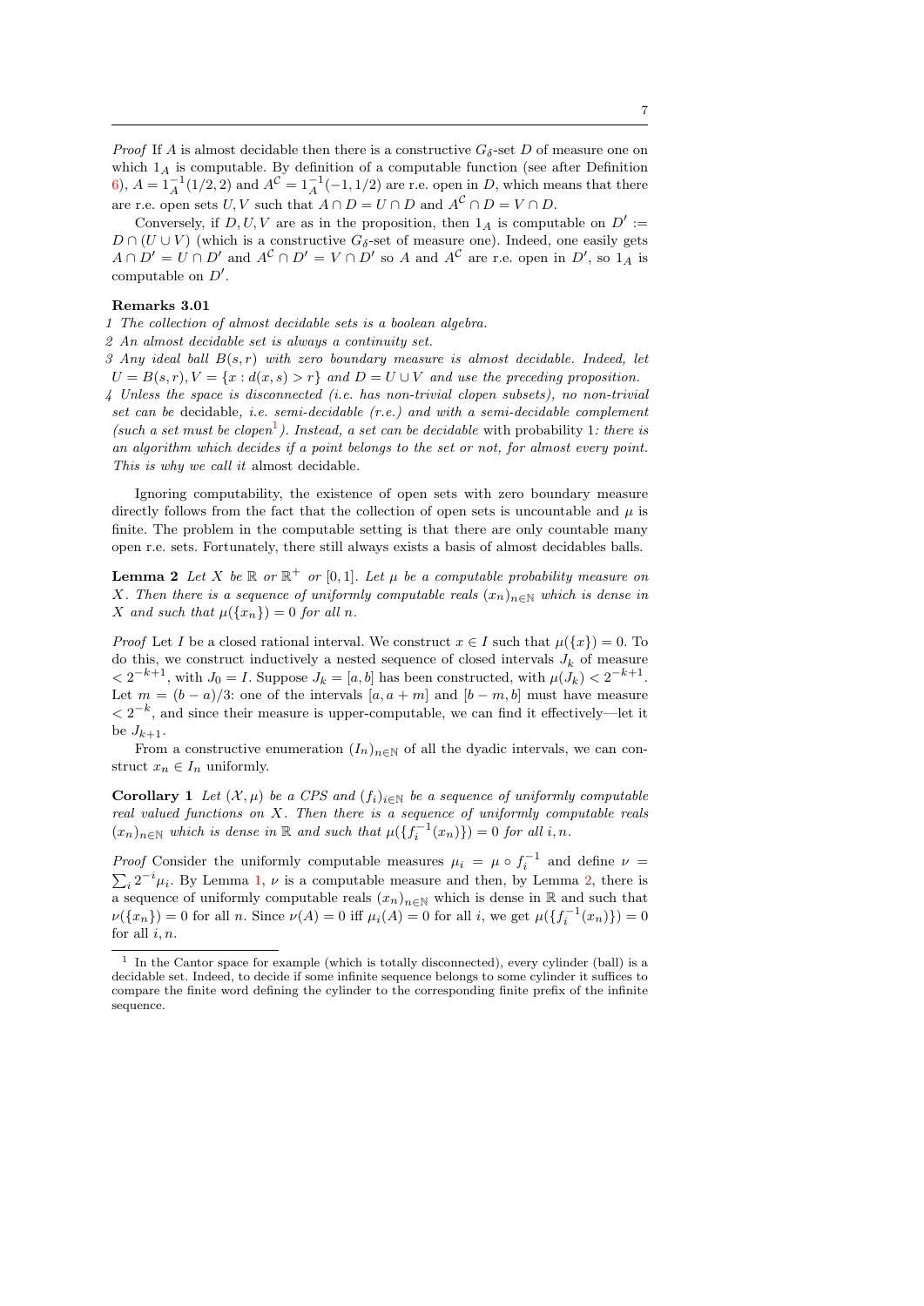*Proof* If $A$ is almost decidable then there is a constructive $G_\delta$-set $D$ of measure one on which $1_A$ is computable. By definition of a computable function (see after Definition 6), $A = 1_A^{-1}(1/2, 2)$ and $A^{\mathcal{C}} = 1_A^{-1}(-1, 1/2)$ are r.e. open in $D$, which means that there are r.e. open sets $U, V$ such that $A \cap D = U \cap D$ and $A^{\mathcal{C}} \cap D = V \cap D$.

Conversely, if $D, U, V$ are as in the proposition, then $1_A$ is computable on $D' := D \cap (U \cup V)$ (which is a constructive $G_\delta$-set of measure one). Indeed, one easily gets $A \cap D' = U \cap D'$ and $A^{\mathcal{C}} \cap D' = V \cap D'$ so $A$ and $A^{\mathcal{C}}$ are r.e. open in $D'$, so $1_A$ is computable on $D'$.

**Remarks 3.01**

*1 The collection of almost decidable sets is a boolean algebra.*

*2 An almost decidable set is always a continuity set.*

*3 Any ideal ball $B(s, r)$ with zero boundary measure is almost decidable. Indeed, let $U = B(s, r), V = \{x : d(x, s) > r\}$ and $D = U \cup V$ and use the preceding proposition.*

*4 Unless the space is disconnected (i.e. has non-trivial clopen subsets), no non-trivial set can be* decidable, *i.e. semi-decidable (r.e.) and with a semi-decidable complement (such a set must be clopen[1]). Instead, a set can be decidable* with probability 1*: there is an algorithm which decides if a point belongs to the set or not, for almost every point. This is why we call it* almost decidable.

Ignoring computability, the existence of open sets with zero boundary measure directly follows from the fact that the collection of open sets is uncountable and $\mu$ is finite. The problem in the computable setting is that there are only countable many open r.e. sets. Fortunately, there still always exists a basis of almost decidables balls.

**Lemma 2** *Let $X$ be $\mathbb{R}$ or $\mathbb{R}^+$ or $[0, 1]$. Let $\mu$ be a computable probability measure on $X$. Then there is a sequence of uniformly computable reals $(x_n)_{n\in\mathbb{N}}$ which is dense in $X$ and such that $\mu(\{x_n\}) = 0$ for all $n$.*

*Proof* Let $I$ be a closed rational interval. We construct $x \in I$ such that $\mu(\{x\}) = 0$. To do this, we construct inductively a nested sequence of closed intervals $J_k$ of measure $< 2^{-k+1}$, with $J_0 = I$. Suppose $J_k = [a, b]$ has been constructed, with $\mu(J_k) < 2^{-k+1}$. Let $m = (b - a)/3$: one of the intervals $[a, a + m]$ and $[b - m, b]$ must have measure $< 2^{-k}$, and since their measure is upper-computable, we can find it effectively—let it be $J_{k+1}$.

From a constructive enumeration $(I_n)_{n\in\mathbb{N}}$ of all the dyadic intervals, we can construct $x_n \in I_n$ uniformly.

**Corollary 1** *Let $(\mathcal{X}, \mu)$ be a CPS and $(f_i)_{i\in\mathbb{N}}$ be a sequence of uniformly computable real valued functions on $X$. Then there is a sequence of uniformly computable reals $(x_n)_{n\in\mathbb{N}}$ which is dense in $\mathbb{R}$ and such that $\mu(\{f_i^{-1}(x_n)\}) = 0$ for all $i, n$.*

*Proof* Consider the uniformly computable measures $\mu_i = \mu \circ f_i^{-1}$ and define $\nu = \sum_i 2^{-i}\mu_i$. By Lemma 1, $\nu$ is a computable measure and then, by Lemma 2, there is a sequence of uniformly computable reals $(x_n)_{n\in\mathbb{N}}$ which is dense in $\mathbb{R}$ and such that $\nu(\{x_n\}) = 0$ for all $n$. Since $\nu(A) = 0$ iff $\mu_i(A) = 0$ for all $i$, we get $\mu(\{f_i^{-1}(x_n)\}) = 0$ for all $i, n$.

---

[1] In the Cantor space for example (which is totally disconnected), every cylinder (ball) is a decidable set. Indeed, to decide if some infinite sequence belongs to some cylinder it suffices to compare the finite word defining the cylinder to the corresponding finite prefix of the infinite sequence.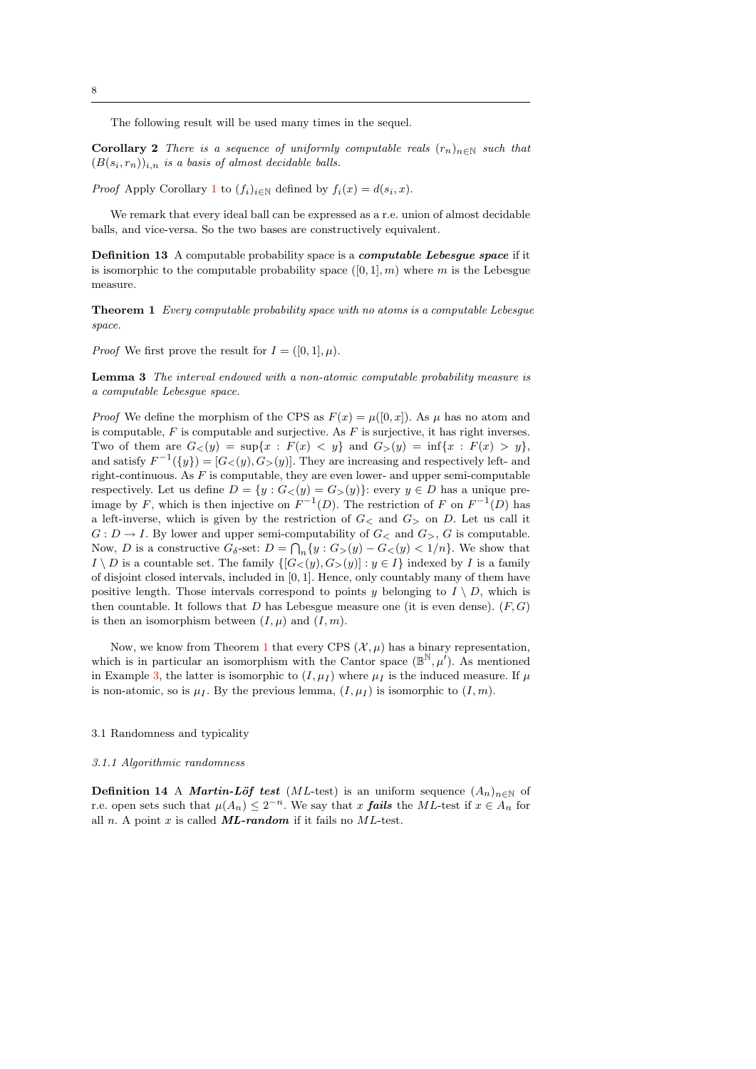The following result will be used many times in the sequel.

**Corollary 2** *There is a sequence of uniformly computable reals $(r_n)_{n\in\mathbb{N}}$ such that $(B(s_i, r_n))_{i,n}$ is a basis of almost decidable balls.*

*Proof* Apply Corollary 1 to $(f_i)_{i\in\mathbb{N}}$ defined by $f_i(x) = d(s_i, x)$.

We remark that every ideal ball can be expressed as a r.e. union of almost decidable balls, and vice-versa. So the two bases are constructively equivalent.

**Definition 13** A computable probability space is a ***computable Lebesgue space*** if it is isomorphic to the computable probability space $([0,1], m)$ where $m$ is the Lebesgue measure.

**Theorem 1** *Every computable probability space with no atoms is a computable Lebesgue space.*

*Proof* We first prove the result for $I = ([0,1], \mu)$.

**Lemma 3** *The interval endowed with a non-atomic computable probability measure is a computable Lebesgue space.*

*Proof* We define the morphism of the CPS as $F(x) = \mu([0,x])$. As $\mu$ has no atom and is computable, $F$ is computable and surjective. As $F$ is surjective, it has right inverses. Two of them are $G_<(y) = \sup\{x : F(x) < y\}$ and $G_>(y) = \inf\{x : F(x) > y\}$, and satisfy $F^{-1}(\{y\}) = [G_<(y), G_>(y)]$. They are increasing and respectively left- and right-continuous. As $F$ is computable, they are even lower- and upper semi-computable respectively. Let us define $D = \{y : G_<(y) = G_>(y)\}$: every $y \in D$ has a unique pre-image by $F$, which is then injective on $F^{-1}(D)$. The restriction of $F$ on $F^{-1}(D)$ has a left-inverse, which is given by the restriction of $G_<$ and $G_>$ on $D$. Let us call it $G : D \to I$. By lower and upper semi-computability of $G_<$ and $G_>$, $G$ is computable. Now, $D$ is a constructive $G_\delta$-set: $D = \bigcap_n \{y : G_>(y) - G_<(y) < 1/n\}$. We show that $I \setminus D$ is a countable set. The family $\{[G_<(y), G_>(y)] : y \in I\}$ indexed by $I$ is a family of disjoint closed intervals, included in $[0,1]$. Hence, only countably many of them have positive length. Those intervals correspond to points $y$ belonging to $I \setminus D$, which is then countable. It follows that $D$ has Lebesgue measure one (it is even dense). $(F, G)$ is then an isomorphism between $(I, \mu)$ and $(I, m)$.

Now, we know from Theorem 1 that every CPS $(\mathcal{X}, \mu)$ has a binary representation, which is in particular an isomorphism with the Cantor space $(\mathbb{B}^{\mathbb{N}}, \mu')$. As mentioned in Example 3, the latter is isomorphic to $(I, \mu_I)$ where $\mu_I$ is the induced measure. If $\mu$ is non-atomic, so is $\mu_I$. By the previous lemma, $(I, \mu_I)$ is isomorphic to $(I, m)$.

## 3.1 Randomness and typicality

### *3.1.1 Algorithmic randomness*

**Definition 14** A ***Martin-Löf test*** (*ML*-test) is an uniform sequence $(A_n)_{n\in\mathbb{N}}$ of r.e. open sets such that $\mu(A_n) \leq 2^{-n}$. We say that $x$ ***fails*** the *ML*-test if $x \in A_n$ for all $n$. A point $x$ is called ***ML-random*** if it fails no *ML*-test.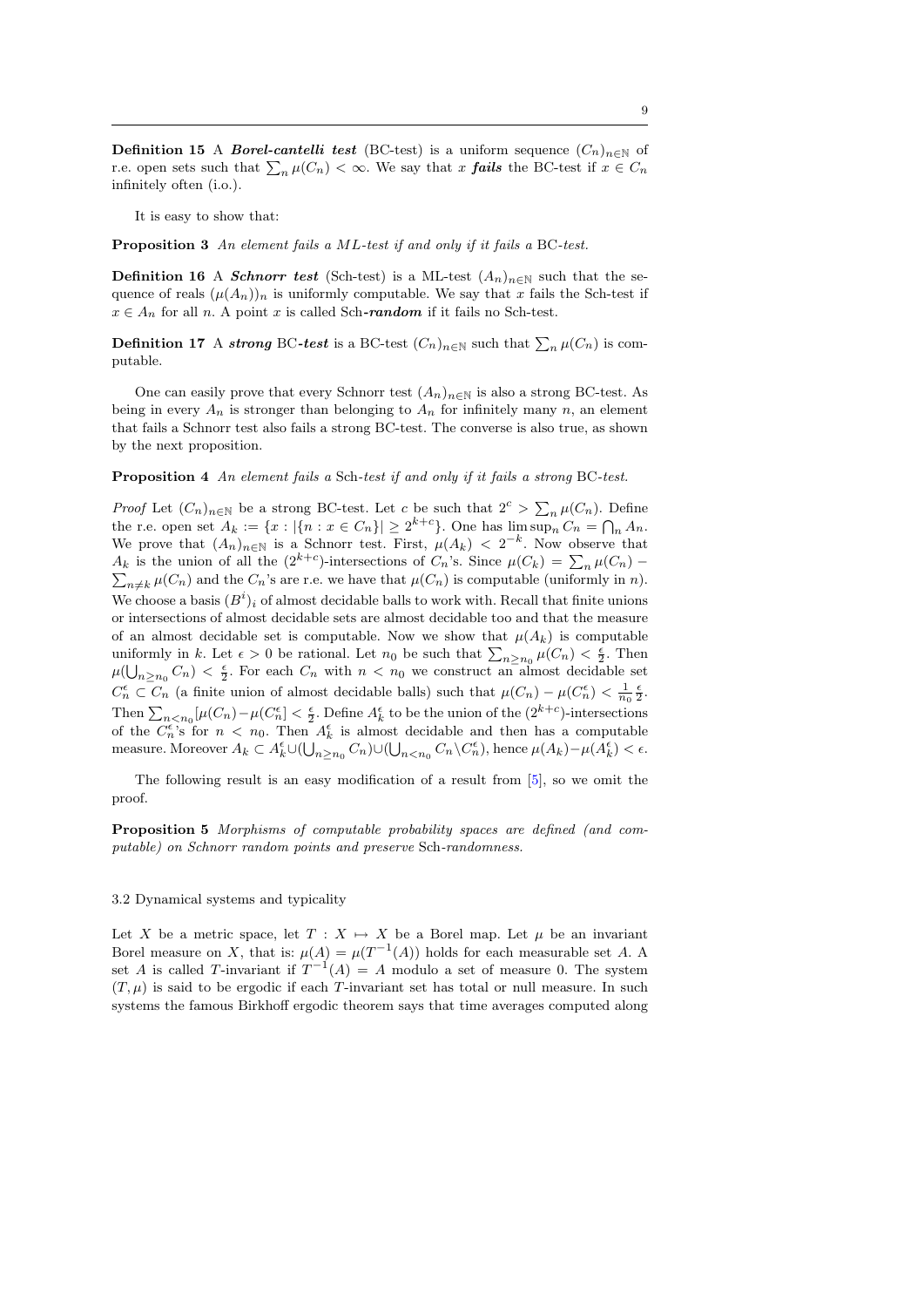**Definition 15** A ***Borel-cantelli test*** (BC-test) is a uniform sequence $(C_n)_{n\in\mathbb{N}}$ of r.e. open sets such that $\sum_n \mu(C_n) < \infty$. We say that $x$ ***fails*** the BC-test if $x \in C_n$ infinitely often (i.o.).

It is easy to show that:

**Proposition 3** *An element fails a ML-test if and only if it fails a* BC*-test.*

**Definition 16** A ***Schnorr test*** (Sch-test) is a ML-test $(A_n)_{n\in\mathbb{N}}$ such that the sequence of reals $(\mu(A_n))_n$ is uniformly computable. We say that $x$ fails the Sch-test if $x \in A_n$ for all $n$. A point $x$ is called Sch***-random*** if it fails no Sch-test.

**Definition 17** A ***strong*** BC***-test*** is a BC-test $(C_n)_{n\in\mathbb{N}}$ such that $\sum_n \mu(C_n)$ is computable.

One can easily prove that every Schnorr test $(A_n)_{n\in\mathbb{N}}$ is also a strong BC-test. As being in every $A_n$ is stronger than belonging to $A_n$ for infinitely many $n$, an element that fails a Schnorr test also fails a strong BC-test. The converse is also true, as shown by the next proposition.

**Proposition 4** *An element fails a* Sch*-test if and only if it fails a strong* BC*-test.*

*Proof* Let $(C_n)_{n\in\mathbb{N}}$ be a strong BC-test. Let $c$ be such that $2^c > \sum_n \mu(C_n)$. Define the r.e. open set $A_k := \{x : |\{n : x \in C_n\}| \geq 2^{k+c}\}$. One has $\limsup_n C_n = \bigcap_n A_n$. We prove that $(A_n)_{n\in\mathbb{N}}$ is a Schnorr test. First, $\mu(A_k) < 2^{-k}$. Now observe that $A_k$ is the union of all the $(2^{k+c})$-intersections of $C_n$'s. Since $\mu(C_k) = \sum_n \mu(C_n) - \sum_{n\neq k} \mu(C_n)$ and the $C_n$'s are r.e. we have that $\mu(C_n)$ is computable (uniformly in $n$). We choose a basis $(B^i)_i$ of almost decidable balls to work with. Recall that finite unions or intersections of almost decidable sets are almost decidable too and that the measure of an almost decidable set is computable. Now we show that $\mu(A_k)$ is computable uniformly in $k$. Let $\epsilon > 0$ be rational. Let $n_0$ be such that $\sum_{n\geq n_0} \mu(C_n) < \frac{\epsilon}{2}$. Then $\mu(\bigcup_{n\geq n_0} C_n) < \frac{\epsilon}{2}$. For each $C_n$ with $n < n_0$ we construct an almost decidable set $C_n^\epsilon \subset C_n$ (a finite union of almost decidable balls) such that $\mu(C_n) - \mu(C_n^\epsilon) < \frac{1}{n_0}\frac{\epsilon}{2}$. Then $\sum_{n<n_0}[\mu(C_n) - \mu(C_n^\epsilon)] < \frac{\epsilon}{2}$. Define $A_k^\epsilon$ to be the union of the $(2^{k+c})$-intersections of the $C_n^\epsilon$'s for $n < n_0$. Then $A_k^\epsilon$ is almost decidable and then has a computable measure. Moreover $A_k \subset A_k^\epsilon \cup (\bigcup_{n\geq n_0} C_n) \cup (\bigcup_{n<n_0} C_n \setminus C_n^\epsilon)$, hence $\mu(A_k) - \mu(A_k^\epsilon) < \epsilon$.

The following result is an easy modification of a result from [5], so we omit the proof.

**Proposition 5** *Morphisms of computable probability spaces are defined (and computable) on Schnorr random points and preserve* Sch*-randomness.*

### 3.2 Dynamical systems and typicality

Let $X$ be a metric space, let $T : X \mapsto X$ be a Borel map. Let $\mu$ be an invariant Borel measure on $X$, that is: $\mu(A) = \mu(T^{-1}(A))$ holds for each measurable set $A$. A set $A$ is called $T$-invariant if $T^{-1}(A) = A$ modulo a set of measure 0. The system $(T, \mu)$ is said to be ergodic if each $T$-invariant set has total or null measure. In such systems the famous Birkhoff ergodic theorem says that time averages computed along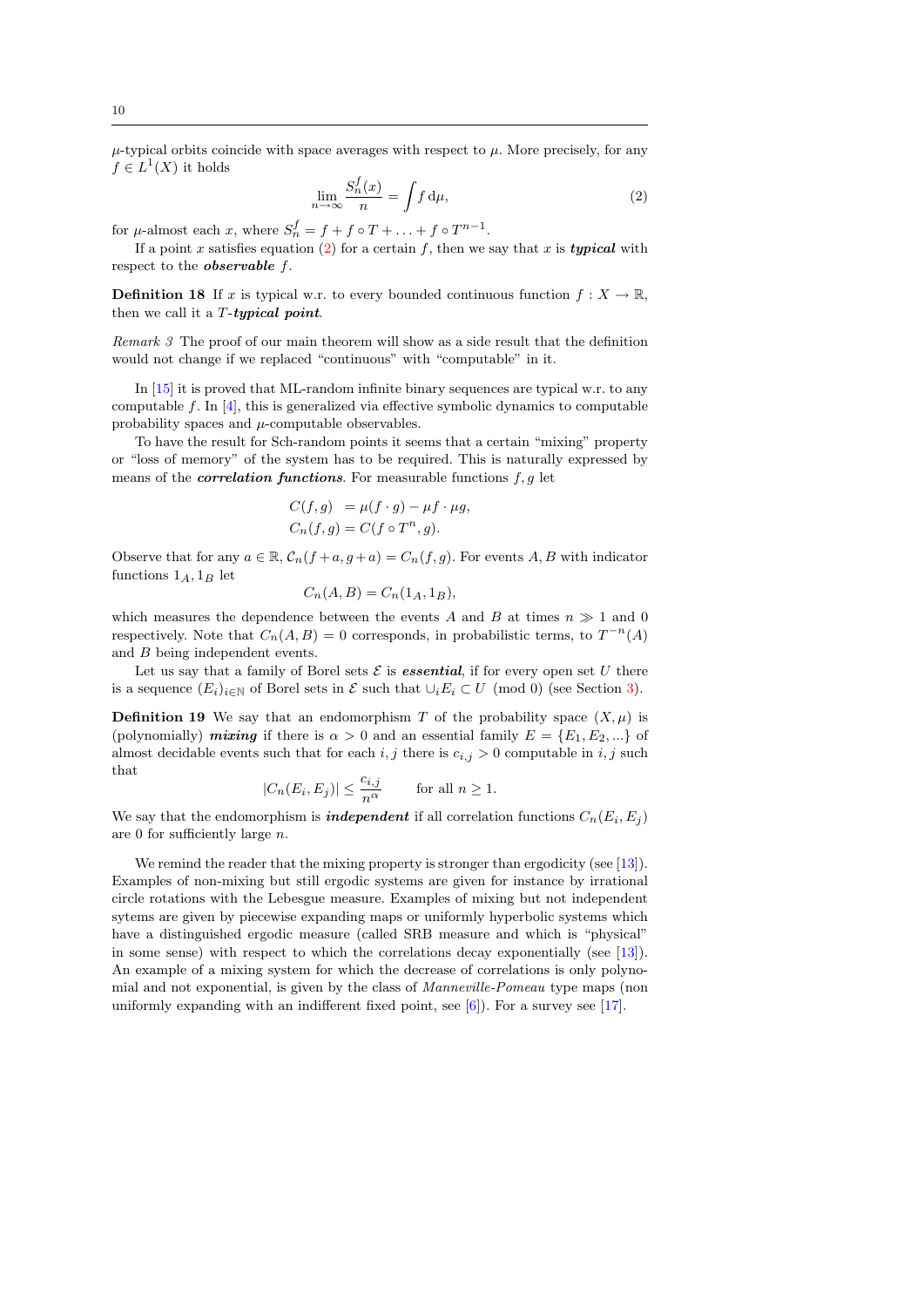$\mu$-typical orbits coincide with space averages with respect to $\mu$. More precisely, for any $f \in L^1(X)$ it holds

$$\lim_{n\to\infty} \frac{S_n^f(x)}{n} = \int f \, \mathrm{d}\mu, \tag{2}$$

for $\mu$-almost each $x$, where $S_n^f = f + f \circ T + \ldots + f \circ T^{n-1}$.

If a point $x$ satisfies equation (2) for a certain $f$, then we say that $x$ is ***typical*** with respect to the ***observable*** $f$.

**Definition 18** If $x$ is typical w.r. to every bounded continuous function $f : X \to \mathbb{R}$, then we call it a $T$-***typical point***.

*Remark 3* The proof of our main theorem will show as a side result that the definition would not change if we replaced “continuous” with “computable” in it.

In [15] it is proved that ML-random infinite binary sequences are typical w.r. to any computable $f$. In [4], this is generalized via effective symbolic dynamics to computable probability spaces and $\mu$-computable observables.

To have the result for Sch-random points it seems that a certain “mixing” property or “loss of memory” of the system has to be required. This is naturally expressed by means of the ***correlation functions***. For measurable functions $f, g$ let

$$\begin{aligned} C(f, g) &= \mu(f \cdot g) - \mu f \cdot \mu g, \\ C_n(f, g) &= C(f \circ T^n, g). \end{aligned}$$

Observe that for any $a \in \mathbb{R}$, $\mathcal{C}_n(f + a, g + a) = C_n(f, g)$. For events $A, B$ with indicator functions $1_A, 1_B$ let

$$C_n(A, B) = C_n(1_A, 1_B),$$

which measures the dependence between the events $A$ and $B$ at times $n \gg 1$ and 0 respectively. Note that $C_n(A, B) = 0$ corresponds, in probabilistic terms, to $T^{-n}(A)$ and $B$ being independent events.

Let us say that a family of Borel sets $\mathcal{E}$ is ***essential***, if for every open set $U$ there is a sequence $(E_i)_{i\in\mathbb{N}}$ of Borel sets in $\mathcal{E}$ such that $\cup_i E_i \subset U \pmod 0$ (see Section 3).

**Definition 19** We say that an endomorphism $T$ of the probability space $(X, \mu)$ is (polynomially) ***mixing*** if there is $\alpha > 0$ and an essential family $E = \{E_1, E_2, ...\}$ of almost decidable events such that for each $i, j$ there is $c_{i,j} > 0$ computable in $i, j$ such that

$$|C_n(E_i, E_j)| \le \frac{c_{i,j}}{n^\alpha} \qquad \text{for all } n \ge 1.$$

We say that the endomorphism is ***independent*** if all correlation functions $C_n(E_i, E_j)$ are 0 for sufficiently large $n$.

We remind the reader that the mixing property is stronger than ergodicity (see [13]). Examples of non-mixing but still ergodic systems are given for instance by irrational circle rotations with the Lebesgue measure. Examples of mixing but not independent sytems are given by piecewise expanding maps or uniformly hyperbolic systems which have a distinguished ergodic measure (called SRB measure and which is “physical” in some sense) with respect to which the correlations decay exponentially (see [13]). An example of a mixing system for which the decrease of correlations is only polynomial and not exponential, is given by the class of *Manneville-Pomeau* type maps (non uniformly expanding with an indifferent fixed point, see [6]). For a survey see [17].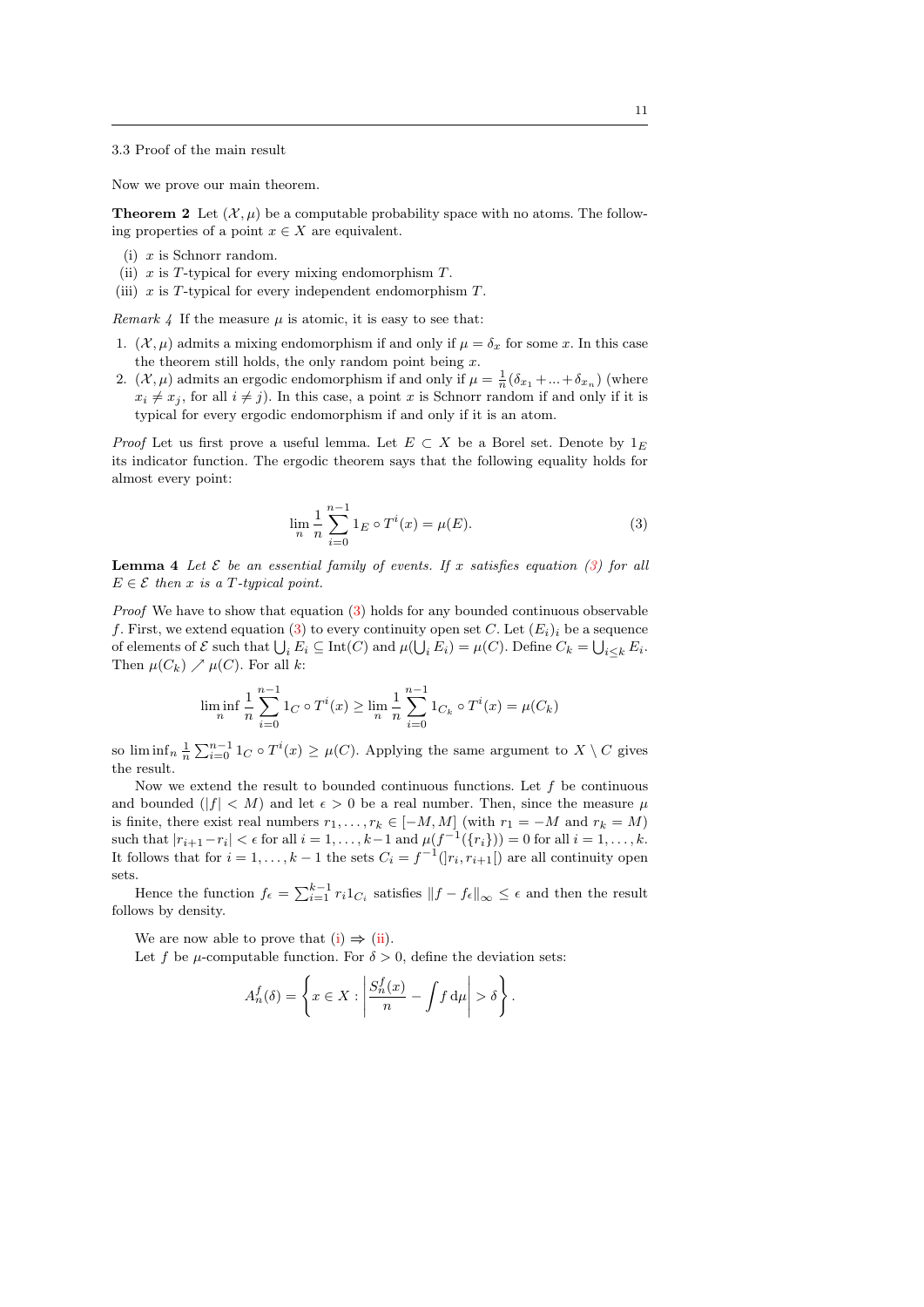### 3.3 Proof of the main result

Now we prove our main theorem.

**Theorem 2** Let $(\mathcal{X}, \mu)$ be a computable probability space with no atoms. The following properties of a point $x \in X$ are equivalent.

(i) $x$ is Schnorr random.
(ii) $x$ is $T$-typical for every mixing endomorphism $T$.
(iii) $x$ is $T$-typical for every independent endomorphism $T$.

*Remark 4* If the measure $\mu$ is atomic, it is easy to see that:

1. $(\mathcal{X}, \mu)$ admits a mixing endomorphism if and only if $\mu = \delta_x$ for some $x$. In this case the theorem still holds, the only random point being $x$.
2. $(\mathcal{X}, \mu)$ admits an ergodic endomorphism if and only if $\mu = \frac{1}{n}(\delta_{x_1} + ... + \delta_{x_n})$ (where $x_i \neq x_j$, for all $i \neq j$). In this case, a point $x$ is Schnorr random if and only if it is typical for every ergodic endomorphism if and only if it is an atom.

*Proof* Let us first prove a useful lemma. Let $E \subset X$ be a Borel set. Denote by $1_E$ its indicator function. The ergodic theorem says that the following equality holds for almost every point:

$$\lim_n \frac{1}{n} \sum_{i=0}^{n-1} 1_E \circ T^i(x) = \mu(E). \tag{3}$$

**Lemma 4** *Let $\mathcal{E}$ be an essential family of events. If $x$ satisfies equation (3) for all $E \in \mathcal{E}$ then $x$ is a $T$-typical point.*

*Proof* We have to show that equation (3) holds for any bounded continuous observable $f$. First, we extend equation (3) to every continuity open set $C$. Let $(E_i)_i$ be a sequence of elements of $\mathcal{E}$ such that $\bigcup_i E_i \subseteq \text{Int}(C)$ and $\mu(\bigcup_i E_i) = \mu(C)$. Define $C_k = \bigcup_{i \leq k} E_i$. Then $\mu(C_k) \nearrow \mu(C)$. For all $k$:

$$\liminf_n \frac{1}{n} \sum_{i=0}^{n-1} 1_C \circ T^i(x) \geq \lim_n \frac{1}{n} \sum_{i=0}^{n-1} 1_{C_k} \circ T^i(x) = \mu(C_k)$$

so $\liminf_n \frac{1}{n} \sum_{i=0}^{n-1} 1_C \circ T^i(x) \geq \mu(C)$. Applying the same argument to $X \setminus C$ gives the result.

Now we extend the result to bounded continuous functions. Let $f$ be continuous and bounded ($|f| < M$) and let $\epsilon > 0$ be a real number. Then, since the measure $\mu$ is finite, there exist real numbers $r_1, \ldots, r_k \in [-M, M]$ (with $r_1 = -M$ and $r_k = M$) such that $|r_{i+1} - r_i| < \epsilon$ for all $i = 1, \ldots, k-1$ and $\mu(f^{-1}(\{r_i\})) = 0$ for all $i = 1, \ldots, k$. It follows that for $i = 1, \ldots, k-1$ the sets $C_i = f^{-1}(]r_i, r_{i+1}[)$ are all continuity open sets.

Hence the function $f_\epsilon = \sum_{i=1}^{k-1} r_i 1_{C_i}$ satisfies $\|f - f_\epsilon\|_\infty \leq \epsilon$ and then the result follows by density.

We are now able to prove that (i) $\Rightarrow$ (ii).

Let $f$ be $\mu$-computable function. For $\delta > 0$, define the deviation sets:

$$A_n^f(\delta) = \left\{ x \in X : \left| \frac{S_n^f(x)}{n} - \int f \, \mathrm{d}\mu \right| > \delta \right\}.$$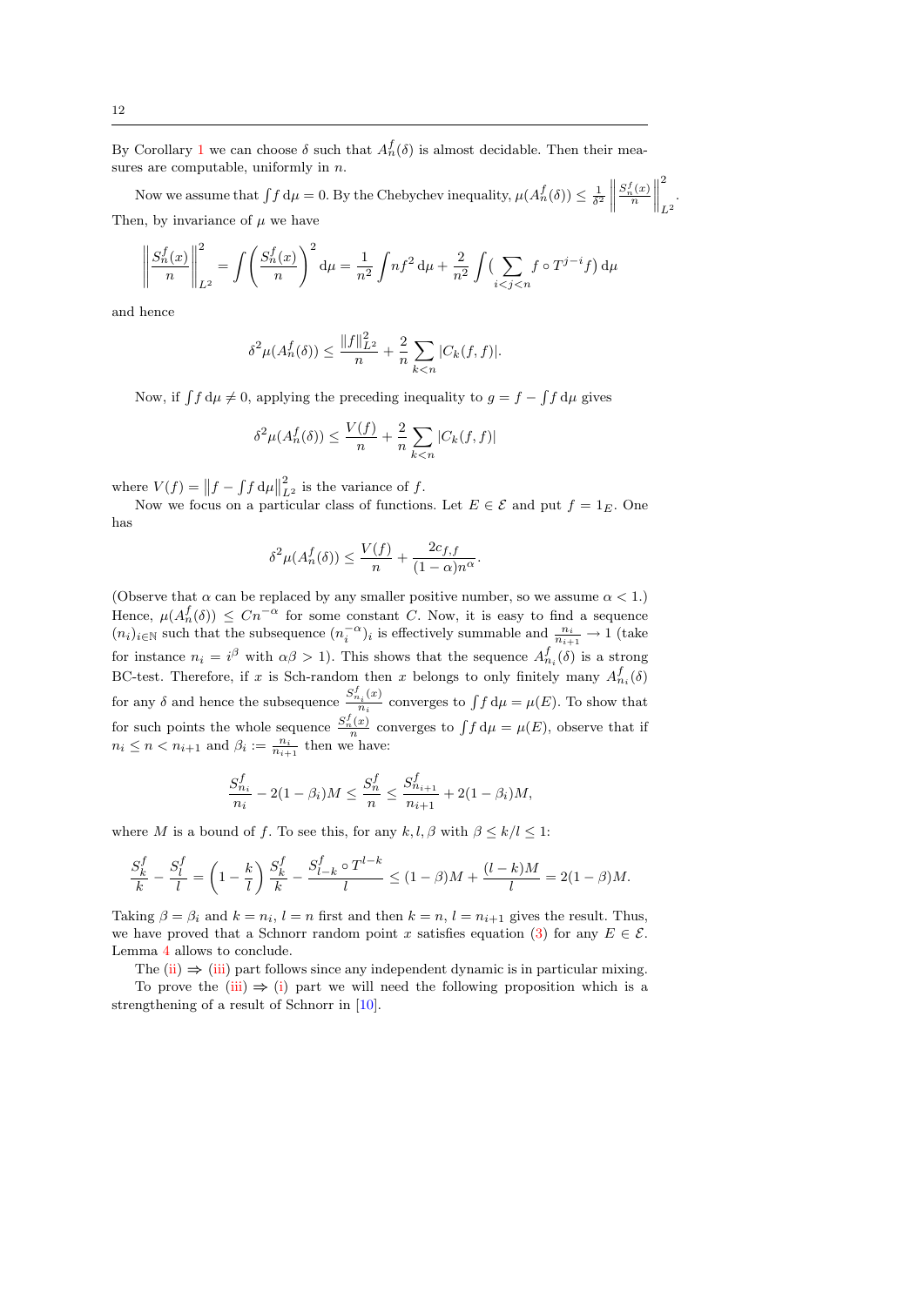By Corollary 1 we can choose $\delta$ such that $A_n^f(\delta)$ is almost decidable. Then their measures are computable, uniformly in $n$.

Now we assume that $\int f \,\mathrm{d}\mu = 0$. By the Chebychev inequality, $\mu(A_n^f(\delta)) \leq \frac{1}{\delta^2} \left\| \frac{S_n^f(x)}{n} \right\|_{L^2}^2$. Then, by invariance of $\mu$ we have

$$\left\| \frac{S_n^f(x)}{n} \right\|_{L^2}^2 = \int \left( \frac{S_n^f(x)}{n} \right)^2 \mathrm{d}\mu = \frac{1}{n^2} \int n f^2 \,\mathrm{d}\mu + \frac{2}{n^2} \int \big( \sum_{i<j<n} f \circ T^{j-i} f \big) \,\mathrm{d}\mu$$

and hence

$$\delta^2 \mu(A_n^f(\delta)) \leq \frac{\|f\|_{L^2}^2}{n} + \frac{2}{n} \sum_{k<n} |C_k(f,f)|.$$

Now, if $\int f \,\mathrm{d}\mu \neq 0$, applying the preceding inequality to $g = f - \int f \,\mathrm{d}\mu$ gives

$$\delta^2 \mu(A_n^f(\delta)) \leq \frac{V(f)}{n} + \frac{2}{n} \sum_{k<n} |C_k(f,f)|$$

where $V(f) = \left\| f - \int f \,\mathrm{d}\mu \right\|_{L^2}^2$ is the variance of $f$.

Now we focus on a particular class of functions. Let $E \in \mathcal{E}$ and put $f = 1_E$. One has

$$\delta^2 \mu(A_n^f(\delta)) \leq \frac{V(f)}{n} + \frac{2c_{f,f}}{(1-\alpha)n^\alpha}.$$

(Observe that $\alpha$ can be replaced by any smaller positive number, so we assume $\alpha < 1$.) Hence, $\mu(A_n^f(\delta)) \leq Cn^{-\alpha}$ for some constant $C$. Now, it is easy to find a sequence $(n_i)_{i\in\mathbb{N}}$ such that the subsequence $(n_i^{-\alpha})_i$ is effectively summable and $\frac{n_i}{n_{i+1}} \to 1$ (take for instance $n_i = i^\beta$ with $\alpha\beta > 1$). This shows that the sequence $A_{n_i}^f(\delta)$ is a strong BC-test. Therefore, if $x$ is Sch-random then $x$ belongs to only finitely many $A_{n_i}^f(\delta)$ for any $\delta$ and hence the subsequence $\frac{S_{n_i}^f(x)}{n_i}$ converges to $\int f \,\mathrm{d}\mu = \mu(E)$. To show that for such points the whole sequence $\frac{S_n^f(x)}{n}$ converges to $\int f \,\mathrm{d}\mu = \mu(E)$, observe that if $n_i \leq n < n_{i+1}$ and $\beta_i := \frac{n_i}{n_{i+1}}$ then we have:

$$\frac{S_{n_i}^f}{n_i} - 2(1-\beta_i)M \leq \frac{S_n^f}{n} \leq \frac{S_{n_{i+1}}^f}{n_{i+1}} + 2(1-\beta_i)M,$$

where $M$ is a bound of $f$. To see this, for any $k, l, \beta$ with $\beta \leq k/l \leq 1$:

$$\frac{S_k^f}{k} - \frac{S_l^f}{l} = \left(1 - \frac{k}{l}\right) \frac{S_k^f}{k} - \frac{S_{l-k}^f \circ T^{l-k}}{l} \leq (1-\beta)M + \frac{(l-k)M}{l} = 2(1-\beta)M.$$

Taking $\beta = \beta_i$ and $k = n_i$, $l = n$ first and then $k = n$, $l = n_{i+1}$ gives the result. Thus, we have proved that a Schnorr random point $x$ satisfies equation (3) for any $E \in \mathcal{E}$. Lemma 4 allows to conclude.

The (ii) $\Rightarrow$ (iii) part follows since any independent dynamic is in particular mixing.

To prove the (iii) $\Rightarrow$ (i) part we will need the following proposition which is a strengthening of a result of Schnorr in [10].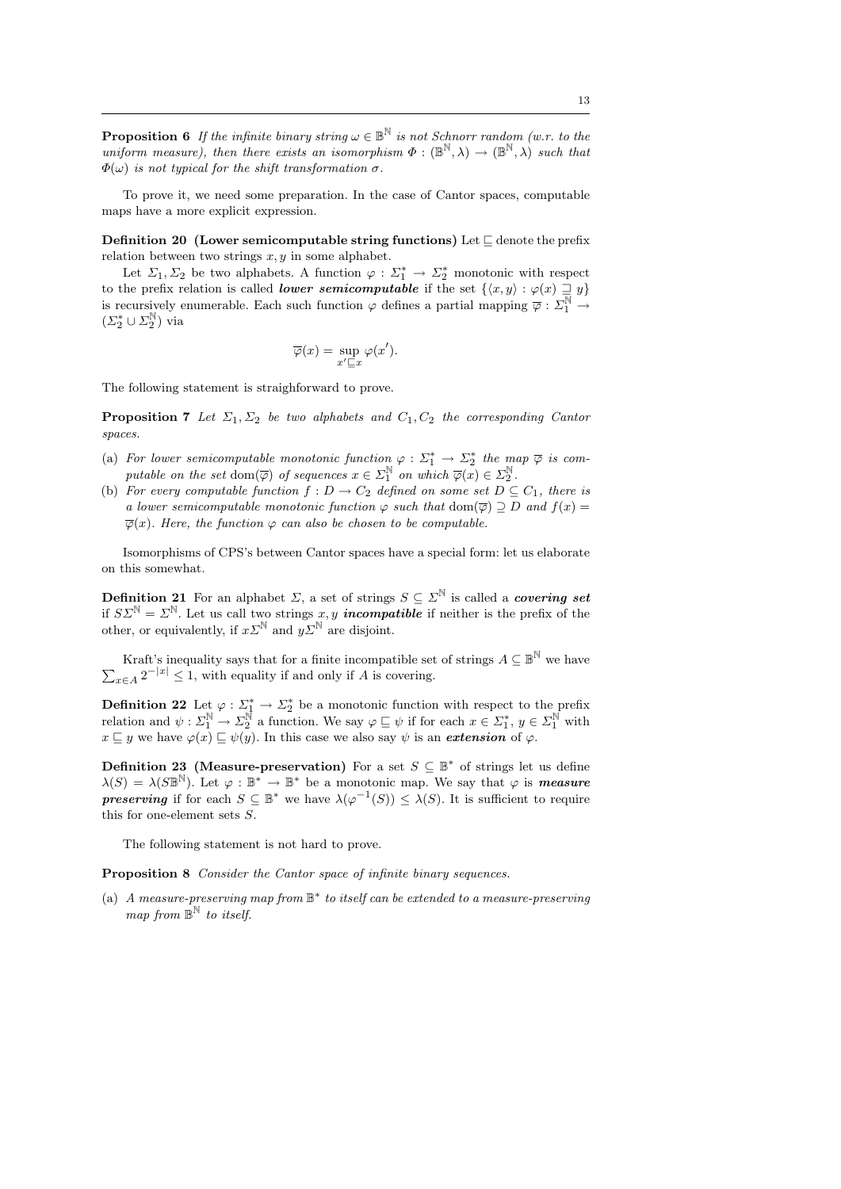**Proposition 6** *If the infinite binary string $\omega \in \mathbb{B}^{\mathbb{N}}$ is not Schnorr random (w.r. to the uniform measure), then there exists an isomorphism $\Phi : (\mathbb{B}^{\mathbb{N}}, \lambda) \to (\mathbb{B}^{\mathbb{N}}, \lambda)$ such that $\Phi(\omega)$ is not typical for the shift transformation $\sigma$.*

To prove it, we need some preparation. In the case of Cantor spaces, computable maps have a more explicit expression.

**Definition 20 (Lower semicomputable string functions)** Let $\sqsubseteq$ denote the prefix relation between two strings $x, y$ in some alphabet.

Let $\Sigma_1, \Sigma_2$ be two alphabets. A function $\varphi : \Sigma_1^* \to \Sigma_2^*$ monotonic with respect to the prefix relation is called ***lower semicomputable*** if the set $\{\langle x, y\rangle : \varphi(x) \sqsupseteq y\}$ is recursively enumerable. Each such function $\varphi$ defines a partial mapping $\overline{\varphi} : \Sigma_1^{\mathbb{N}} \to (\Sigma_2^* \cup \Sigma_2^{\mathbb{N}})$ via

$$\overline{\varphi}(x) = \sup_{x' \sqsubseteq x} \varphi(x').$$

The following statement is straighforward to prove.

**Proposition 7** *Let $\Sigma_1, \Sigma_2$ be two alphabets and $C_1, C_2$ the corresponding Cantor spaces.*

(a) *For lower semicomputable monotonic function $\varphi : \Sigma_1^* \to \Sigma_2^*$ the map $\overline{\varphi}$ is computable on the set $\mathrm{dom}(\overline{\varphi})$ of sequences $x \in \Sigma_1^{\mathbb{N}}$ on which $\overline{\varphi}(x) \in \Sigma_2^{\mathbb{N}}$.*
(b) *For every computable function $f : D \to C_2$ defined on some set $D \subseteq C_1$, there is a lower semicomputable monotonic function $\varphi$ such that $\mathrm{dom}(\overline{\varphi}) \supseteq D$ and $f(x) = \overline{\varphi}(x)$. Here, the function $\varphi$ can also be chosen to be computable.*

Isomorphisms of CPS's between Cantor spaces have a special form: let us elaborate on this somewhat.

**Definition 21** For an alphabet $\Sigma$, a set of strings $S \subseteq \Sigma^{\mathbb{N}}$ is called a ***covering set*** if $S\Sigma^{\mathbb{N}} = \Sigma^{\mathbb{N}}$. Let us call two strings $x, y$ ***incompatible*** if neither is the prefix of the other, or equivalently, if $x\Sigma^{\mathbb{N}}$ and $y\Sigma^{\mathbb{N}}$ are disjoint.

Kraft's inequality says that for a finite incompatible set of strings $A \subseteq \mathbb{B}^{\mathbb{N}}$ we have $\sum_{x \in A} 2^{-|x|} \le 1$, with equality if and only if $A$ is covering.

**Definition 22** Let $\varphi : \Sigma_1^* \to \Sigma_2^*$ be a monotonic function with respect to the prefix relation and $\psi : \Sigma_1^{\mathbb{N}} \to \Sigma_2^{\mathbb{N}}$ a function. We say $\varphi \sqsubseteq \psi$ if for each $x \in \Sigma_1^*$, $y \in \Sigma_1^{\mathbb{N}}$ with $x \sqsubseteq y$ we have $\varphi(x) \sqsubseteq \psi(y)$. In this case we also say $\psi$ is an ***extension*** of $\varphi$.

**Definition 23 (Measure-preservation)** For a set $S \subseteq \mathbb{B}^*$ of strings let us define $\lambda(S) = \lambda(S\mathbb{B}^{\mathbb{N}})$. Let $\varphi : \mathbb{B}^* \to \mathbb{B}^*$ be a monotonic map. We say that $\varphi$ is ***measure preserving*** if for each $S \subseteq \mathbb{B}^*$ we have $\lambda(\varphi^{-1}(S)) \le \lambda(S)$. It is sufficient to require this for one-element sets $S$.

The following statement is not hard to prove.

**Proposition 8** *Consider the Cantor space of infinite binary sequences.*

(a) *A measure-preserving map from $\mathbb{B}^*$ to itself can be extended to a measure-preserving map from $\mathbb{B}^{\mathbb{N}}$ to itself.*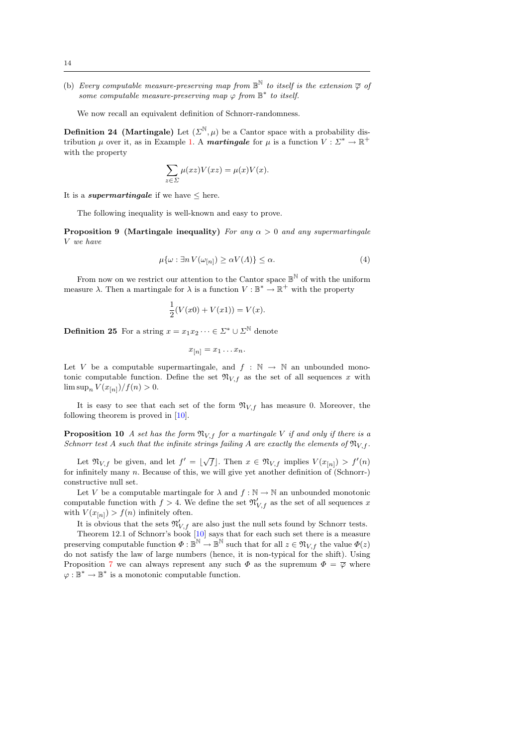(b) *Every computable measure-preserving map from $\mathbb{B}^{\mathbb{N}}$ to itself is the extension $\overline{\varphi}$ of some computable measure-preserving map $\varphi$ from $\mathbb{B}^*$ to itself.*

We now recall an equivalent definition of Schnorr-randomness.

**Definition 24 (Martingale)** Let $(\Sigma^{\mathbb{N}}, \mu)$ be a Cantor space with a probability distribution $\mu$ over it, as in Example 1. A ***martingale*** for $\mu$ is a function $V : \Sigma^* \to \mathbb{R}^+$ with the property

$$\sum_{z \in \Sigma} \mu(xz)V(xz) = \mu(x)V(x).$$

It is a ***supermartingale*** if we have $\leq$ here.

The following inequality is well-known and easy to prove.

**Proposition 9 (Martingale inequality)** *For any $\alpha > 0$ and any supermartingale $V$ we have*

$$\mu\{\omega : \exists n\, V(\omega_{[n]}) \geq \alpha V(\Lambda)\} \leq \alpha. \tag{4}$$

From now on we restrict our attention to the Cantor space $\mathbb{B}^{\mathbb{N}}$ of with the uniform measure $\lambda$. Then a martingale for $\lambda$ is a function $V : \mathbb{B}^* \to \mathbb{R}^+$ with the property

$$\frac{1}{2}(V(x0) + V(x1)) = V(x).$$

**Definition 25** For a string $x = x_1 x_2 \cdots \in \Sigma^* \cup \Sigma^{\mathbb{N}}$ denote

$$x_{[n]} = x_1 \ldots x_n.$$

Let $V$ be a computable supermartingale, and $f : \mathbb{N} \to \mathbb{N}$ an unbounded monotonic computable function. Define the set $\mathfrak{N}_{V,f}$ as the set of all sequences $x$ with $\limsup_n V(x_{[n]})/f(n) > 0$.

It is easy to see that each set of the form $\mathfrak{N}_{V,f}$ has measure 0. Moreover, the following theorem is proved in [10].

**Proposition 10** *A set has the form $\mathfrak{N}_{V,f}$ for a martingale $V$ if and only if there is a Schnorr test $A$ such that the infinite strings failing $A$ are exactly the elements of $\mathfrak{N}_{V,f}$.*

Let $\mathfrak{N}_{V,f}$ be given, and let $f' = \lfloor\sqrt{f}\rfloor$. Then $x \in \mathfrak{N}_{V,f}$ implies $V(x_{[n]}) > f'(n)$ for infinitely many $n$. Because of this, we will give yet another definition of (Schnorr-) constructive null set.

Let $V$ be a computable martingale for $\lambda$ and $f : \mathbb{N} \to \mathbb{N}$ an unbounded monotonic computable function with $f > 4$. We define the set $\mathfrak{N}'_{V,f}$ as the set of all sequences $x$ with $V(x_{[n]}) > f(n)$ infinitely often.

It is obvious that the sets $\mathfrak{N}'_{V,f}$ are also just the null sets found by Schnorr tests.

Theorem 12.1 of Schnorr's book [10] says that for each such set there is a measure preserving computable function $\Phi : \mathbb{B}^{\mathbb{N}} \to \mathbb{B}^{\mathbb{N}}$ such that for all $z \in \mathfrak{N}_{V,f}$ the value $\Phi(z)$ do not satisfy the law of large numbers (hence, it is non-typical for the shift). Using Proposition 7 we can always represent any such $\Phi$ as the supremum $\Phi = \overline{\varphi}$ where $\varphi : \mathbb{B}^* \to \mathbb{B}^*$ is a monotonic computable function.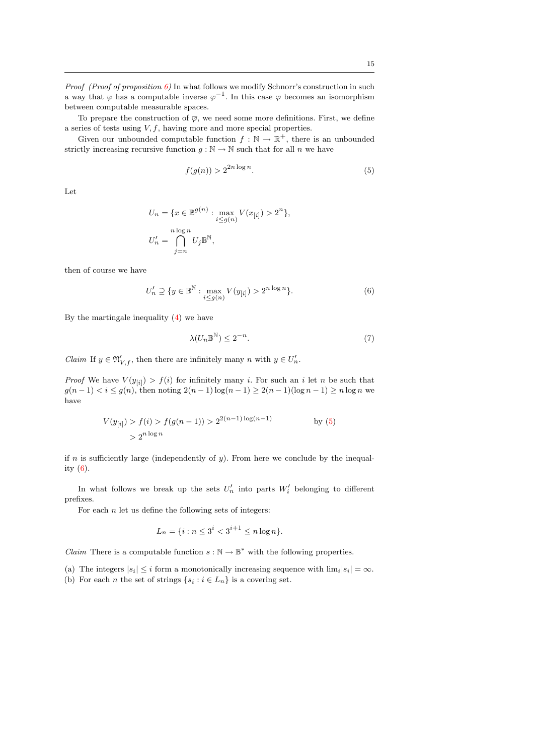*Proof (Proof of proposition 6)* In what follows we modify Schnorr's construction in such a way that $\overline{\varphi}$ has a computable inverse $\overline{\varphi}^{-1}$. In this case $\overline{\varphi}$ becomes an isomorphism between computable measurable spaces.

To prepare the construction of $\overline{\varphi}$, we need some more definitions. First, we define a series of tests using $V, f$, having more and more special properties.

Given our unbounded computable function $f : \mathbb{N} \to \mathbb{R}^+$, there is an unbounded strictly increasing recursive function $g : \mathbb{N} \to \mathbb{N}$ such that for all $n$ we have

$$f(g(n)) > 2^{2n \log n}. \tag{5}$$

Let

$$U_n = \{x \in \mathbb{B}^{g(n)} : \max_{i \le g(n)} V(x_{[i]}) > 2^n\},$$

$$U_n' = \bigcap_{j=n}^{n \log n} U_j \mathbb{B}^{\mathbb{N}},$$

then of course we have

$$U_n' \supseteq \{y \in \mathbb{B}^{\mathbb{N}} : \max_{i \le g(n)} V(y_{[i]}) > 2^{n \log n}\}. \tag{6}$$

By the martingale inequality (4) we have

$$\lambda(U_n \mathbb{B}^{\mathbb{N}}) \le 2^{-n}. \tag{7}$$

*Claim* If $y \in \mathfrak{N}_{V,f}'$, then there are infinitely many $n$ with $y \in U_n'$.

*Proof* We have $V(y_{[i]}) > f(i)$ for infinitely many $i$. For such an $i$ let $n$ be such that $g(n-1) < i \le g(n)$, then noting $2(n-1)\log(n-1) \ge 2(n-1)(\log n - 1) \ge n \log n$ we have

$$\begin{aligned} V(y_{[i]}) &> f(i) > f(g(n-1)) > 2^{2(n-1)\log(n-1)} \qquad \text{by (5)} \\ &> 2^{n \log n} \end{aligned}$$

if $n$ is sufficiently large (independently of $y$). From here we conclude by the inequality (6).

In what follows we break up the sets $U_n'$ into parts $W_i'$ belonging to different prefixes.

For each $n$ let us define the following sets of integers:

$$L_n = \{i : n \le 3^i < 3^{i+1} \le n \log n\}.$$

*Claim* There is a computable function $s : \mathbb{N} \to \mathbb{B}^*$ with the following properties.

(a) The integers $|s_i| \le i$ form a monotonically increasing sequence with $\lim_i |s_i| = \infty$.
(b) For each $n$ the set of strings $\{s_i : i \in L_n\}$ is a covering set.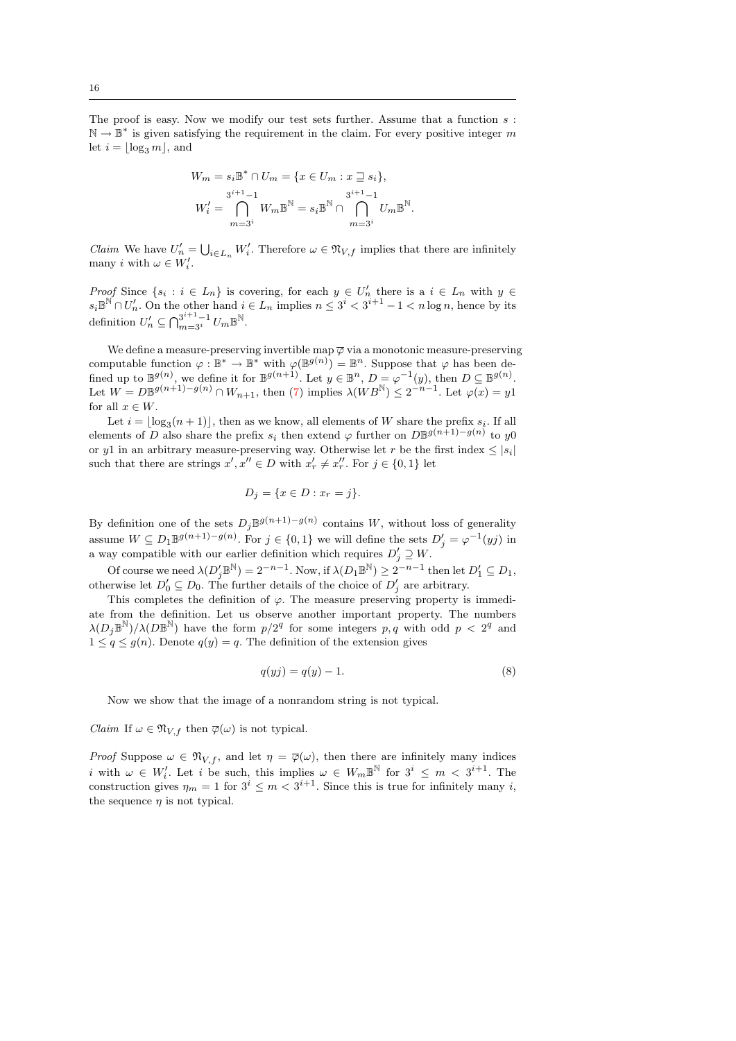The proof is easy. Now we modify our test sets further. Assume that a function $s : \mathbb{N} \to \mathbb{B}^*$ is given satisfying the requirement in the claim. For every positive integer $m$ let $i = \lfloor \log_3 m \rfloor$, and

$$W_m = s_i\mathbb{B}^* \cap U_m = \{x \in U_m : x \sqsupseteq s_i\},$$
$$W'_i = \bigcap_{m=3^i}^{3^{i+1}-1} W_m\mathbb{B}^{\mathbb{N}} = s_i\mathbb{B}^{\mathbb{N}} \cap \bigcap_{m=3^i}^{3^{i+1}-1} U_m\mathbb{B}^{\mathbb{N}}.$$

*Claim* We have $U'_n = \bigcup_{i \in L_n} W'_i$. Therefore $\omega \in \mathfrak{N}_{V,f}$ implies that there are infinitely many $i$ with $\omega \in W'_i$.

*Proof* Since $\{s_i : i \in L_n\}$ is covering, for each $y \in U'_n$ there is a $i \in L_n$ with $y \in s_i\mathbb{B}^{\mathbb{N}} \cap U'_n$. On the other hand $i \in L_n$ implies $n \le 3^i < 3^{i+1} - 1 < n \log n$, hence by its definition $U'_n \subseteq \bigcap_{m=3^i}^{3^{i+1}-1} U_m\mathbb{B}^{\mathbb{N}}$.

We define a measure-preserving invertible map $\overline{\varphi}$ via a monotonic measure-preserving computable function $\varphi : \mathbb{B}^* \to \mathbb{B}^*$ with $\varphi(\mathbb{B}^{g(n)}) = \mathbb{B}^n$. Suppose that $\varphi$ has been defined up to $\mathbb{B}^{g(n)}$, we define it for $\mathbb{B}^{g(n+1)}$. Let $y \in \mathbb{B}^n$, $D = \varphi^{-1}(y)$, then $D \subseteq \mathbb{B}^{g(n)}$. Let $W = D\mathbb{B}^{g(n+1)-g(n)} \cap W_{n+1}$, then (7) implies $\lambda(WB^{\mathbb{N}}) \le 2^{-n-1}$. Let $\varphi(x) = y1$ for all $x \in W$.

Let $i = \lfloor \log_3(n+1) \rfloor$, then as we know, all elements of $W$ share the prefix $s_i$. If all elements of $D$ also share the prefix $s_i$ then extend $\varphi$ further on $D\mathbb{B}^{g(n+1)-g(n)}$ to $y0$ or $y1$ in an arbitrary measure-preserving way. Otherwise let $r$ be the first index $\le |s_i|$ such that there are strings $x', x'' \in D$ with $x'_r \ne x''_r$. For $j \in \{0, 1\}$ let

$$D_j = \{x \in D : x_r = j\}.$$

By definition one of the sets $D_j\mathbb{B}^{g(n+1)-g(n)}$ contains $W$, without loss of generality assume $W \subseteq D_1\mathbb{B}^{g(n+1)-g(n)}$. For $j \in \{0, 1\}$ we will define the sets $D'_j = \varphi^{-1}(yj)$ in a way compatible with our earlier definition which requires $D'_j \supseteq W$.

Of course we need $\lambda(D'_j\mathbb{B}^{\mathbb{N}}) = 2^{-n-1}$. Now, if $\lambda(D_1\mathbb{B}^{\mathbb{N}}) \ge 2^{-n-1}$ then let $D'_1 \subseteq D_1$, otherwise let $D'_0 \subseteq D_0$. The further details of the choice of $D'_j$ are arbitrary.

This completes the definition of $\varphi$. The measure preserving property is immediate from the definition. Let us observe another important property. The numbers $\lambda(D_j\mathbb{B}^{\mathbb{N}})/\lambda(D\mathbb{B}^{\mathbb{N}})$ have the form $p/2^q$ for some integers $p, q$ with odd $p < 2^q$ and $1 \le q \le g(n)$. Denote $q(y) = q$. The definition of the extension gives

$$q(yj) = q(y) - 1. \tag{8}$$

Now we show that the image of a nonrandom string is not typical.

*Claim* If $\omega \in \mathfrak{N}_{V,f}$ then $\overline{\varphi}(\omega)$ is not typical.

*Proof* Suppose $\omega \in \mathfrak{N}_{V,f}$, and let $\eta = \overline{\varphi}(\omega)$, then there are infinitely many indices $i$ with $\omega \in W'_i$. Let $i$ be such, this implies $\omega \in W_m\mathbb{B}^{\mathbb{N}}$ for $3^i \le m < 3^{i+1}$. The construction gives $\eta_m = 1$ for $3^i \le m < 3^{i+1}$. Since this is true for infinitely many $i$, the sequence $\eta$ is not typical.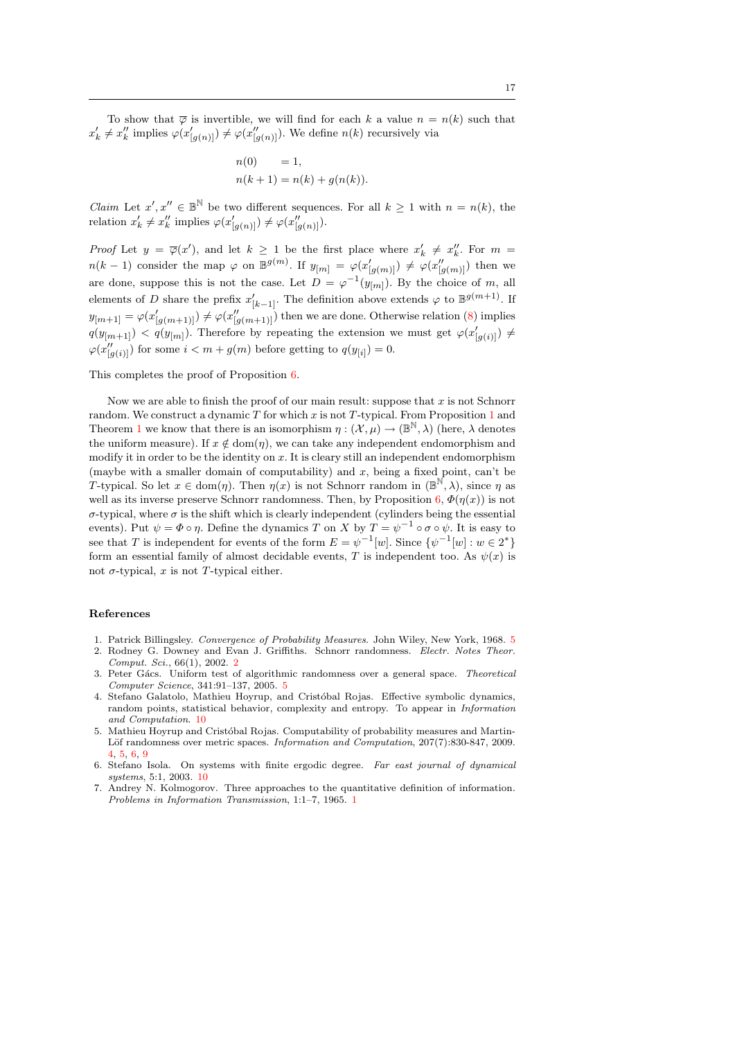To show that $\overline{\varphi}$ is invertible, we will find for each $k$ a value $n = n(k)$ such that $x'_k \neq x''_k$ implies $\varphi(x'_{[g(n)]}) \neq \varphi(x''_{[g(n)]})$. We define $n(k)$ recursively via

$$
\begin{aligned}
n(0) &= 1, \\
n(k+1) &= n(k) + g(n(k)).
\end{aligned}
$$

*Claim* Let $x', x'' \in \mathbb{B}^{\mathbb{N}}$ be two different sequences. For all $k \geq 1$ with $n = n(k)$, the relation $x'_k \neq x''_k$ implies $\varphi(x'_{[g(n)]}) \neq \varphi(x''_{[g(n)]})$.

*Proof* Let $y = \overline{\varphi}(x')$, and let $k \geq 1$ be the first place where $x'_k \neq x''_k$. For $m = n(k-1)$ consider the map $\varphi$ on $\mathbb{B}^{g(m)}$. If $y_{[m]} = \varphi(x'_{[g(m)]}) \neq \varphi(x''_{[g(m)]})$ then we are done, suppose this is not the case. Let $D = \varphi^{-1}(y_{[m]})$. By the choice of $m$, all elements of $D$ share the prefix $x'_{[k-1]}$. The definition above extends $\varphi$ to $\mathbb{B}^{g(m+1)}$. If $y_{[m+1]} = \varphi(x'_{[g(m+1)]}) \neq \varphi(x''_{[g(m+1)]})$ then we are done. Otherwise relation (8) implies $q(y_{[m+1]}) < q(y_{[m]})$. Therefore by repeating the extension we must get $\varphi(x'_{[g(i)]}) \neq \varphi(x''_{[g(i)]})$ for some $i < m + g(m)$ before getting to $q(y_{[i]}) = 0$.

This completes the proof of Proposition 6.

Now we are able to finish the proof of our main result: suppose that $x$ is not Schnorr random. We construct a dynamic $T$ for which $x$ is not $T$-typical. From Proposition 1 and Theorem 1 we know that there is an isomorphism $\eta : (\mathcal{X}, \mu) \to (\mathbb{B}^{\mathbb{N}}, \lambda)$ (here, $\lambda$ denotes the uniform measure). If $x \notin \text{dom}(\eta)$, we can take any independent endomorphism and modify it in order to be the identity on $x$. It is cleary still an independent endomorphism (maybe with a smaller domain of computability) and $x$, being a fixed point, can't be $T$-typical. So let $x \in \text{dom}(\eta)$. Then $\eta(x)$ is not Schnorr random in $(\mathbb{B}^{\mathbb{N}}, \lambda)$, since $\eta$ as well as its inverse preserve Schnorr randomness. Then, by Proposition 6, $\Phi(\eta(x))$ is not $\sigma$-typical, where $\sigma$ is the shift which is clearly independent (cylinders being the essential events). Put $\psi = \Phi \circ \eta$. Define the dynamics $T$ on $X$ by $T = \psi^{-1} \circ \sigma \circ \psi$. It is easy to see that $T$ is independent for events of the form $E = \psi^{-1}[w]$. Since $\{\psi^{-1}[w] : w \in 2^*\}$ form an essential family of almost decidable events, $T$ is independent too. As $\psi(x)$ is not $\sigma$-typical, $x$ is not $T$-typical either.

## References

1. Patrick Billingsley. *Convergence of Probability Measures.* John Wiley, New York, 1968. 5
2. Rodney G. Downey and Evan J. Griffiths. Schnorr randomness. *Electr. Notes Theor. Comput. Sci.*, 66(1), 2002. 2
3. Peter Gács. Uniform test of algorithmic randomness over a general space. *Theoretical Computer Science*, 341:91–137, 2005. 5
4. Stefano Galatolo, Mathieu Hoyrup, and Cristóbal Rojas. Effective symbolic dynamics, random points, statistical behavior, complexity and entropy. To appear in *Information and Computation*. 10
5. Mathieu Hoyrup and Cristóbal Rojas. Computability of probability measures and Martin-Löf randomness over metric spaces. *Information and Computation*, 207(7):830-847, 2009. 4, 5, 6, 9
6. Stefano Isola. On systems with finite ergodic degree. *Far east journal of dynamical systems*, 5:1, 2003. 10
7. Andrey N. Kolmogorov. Three approaches to the quantitative definition of information. *Problems in Information Transmission*, 1:1–7, 1965. 1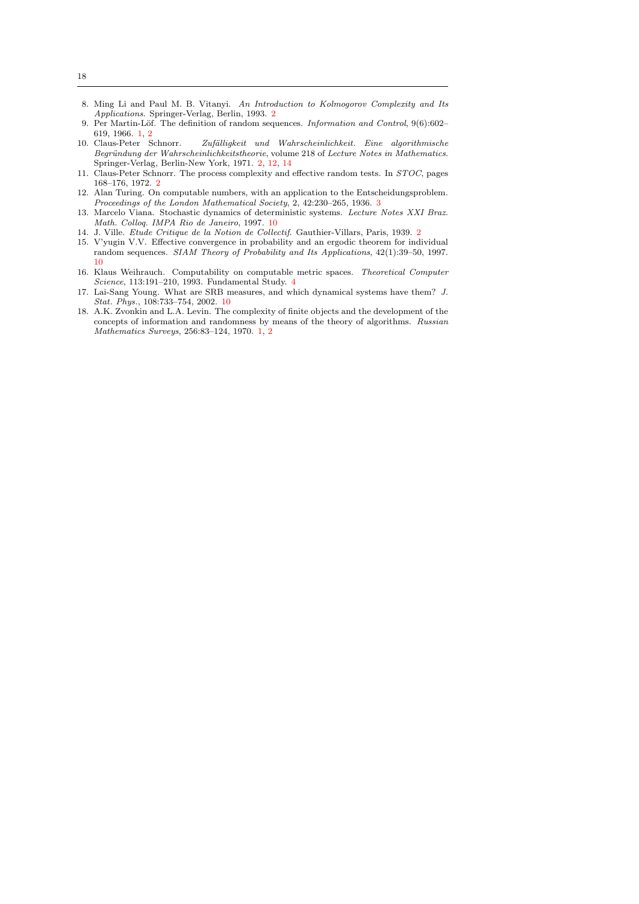8. Ming Li and Paul M. B. Vitanyi. *An Introduction to Kolmogorov Complexity and Its Applications*. Springer-Verlag, Berlin, 1993. 2
9. Per Martin-Löf. The definition of random sequences. *Information and Control*, 9(6):602–619, 1966. 1, 2
10. Claus-Peter Schnorr. *Zufälligkeit und Wahrscheinlichkeit. Eine algorithmische Begründung der Wahrscheinlichkeitstheorie*, volume 218 of *Lecture Notes in Mathematics*. Springer-Verlag, Berlin-New York, 1971. 2, 12, 14
11. Claus-Peter Schnorr. The process complexity and effective random tests. In *STOC*, pages 168–176, 1972. 2
12. Alan Turing. On computable numbers, with an application to the Entscheidungsproblem. *Proceedings of the London Mathematical Society*, 2, 42:230–265, 1936. 3
13. Marcelo Viana. Stochastic dynamics of deterministic systems. *Lecture Notes XXI Braz. Math. Colloq. IMPA Rio de Janeiro*, 1997. 10
14. J. Ville. *Etude Critique de la Notion de Collectif*. Gauthier-Villars, Paris, 1939. 2
15. V'yugin V.V. Effective convergence in probability and an ergodic theorem for individual random sequences. *SIAM Theory of Probability and Its Applications*, 42(1):39–50, 1997. 10
16. Klaus Weihrauch. Computability on computable metric spaces. *Theoretical Computer Science*, 113:191–210, 1993. Fundamental Study. 4
17. Lai-Sang Young. What are SRB measures, and which dynamical systems have them? *J. Stat. Phys.*, 108:733–754, 2002. 10
18. A.K. Zvonkin and L.A. Levin. The complexity of finite objects and the development of the concepts of information and randomness by means of the theory of algorithms. *Russian Mathematics Surveys*, 256:83–124, 1970. 1, 2